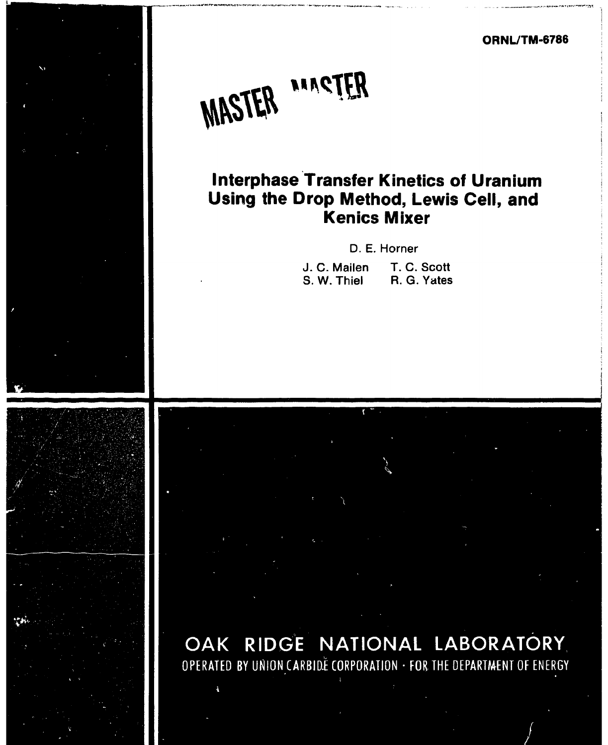ORNL/TM-6786

MASTER

# Interphase Transfer Kinetics of Uranium Using the Drop Method, Lewis Cell, and Kenics Mixer

D. E. Horner

J. C. Mailen T. C. Scott
S. W. Thiel R. G. Yates

OAK RIDGE NATIONAL LABORATORY

OPERATED BY UNION CARBIDE CORPORATION · FOR THE DEPARTMENT OF ENERGY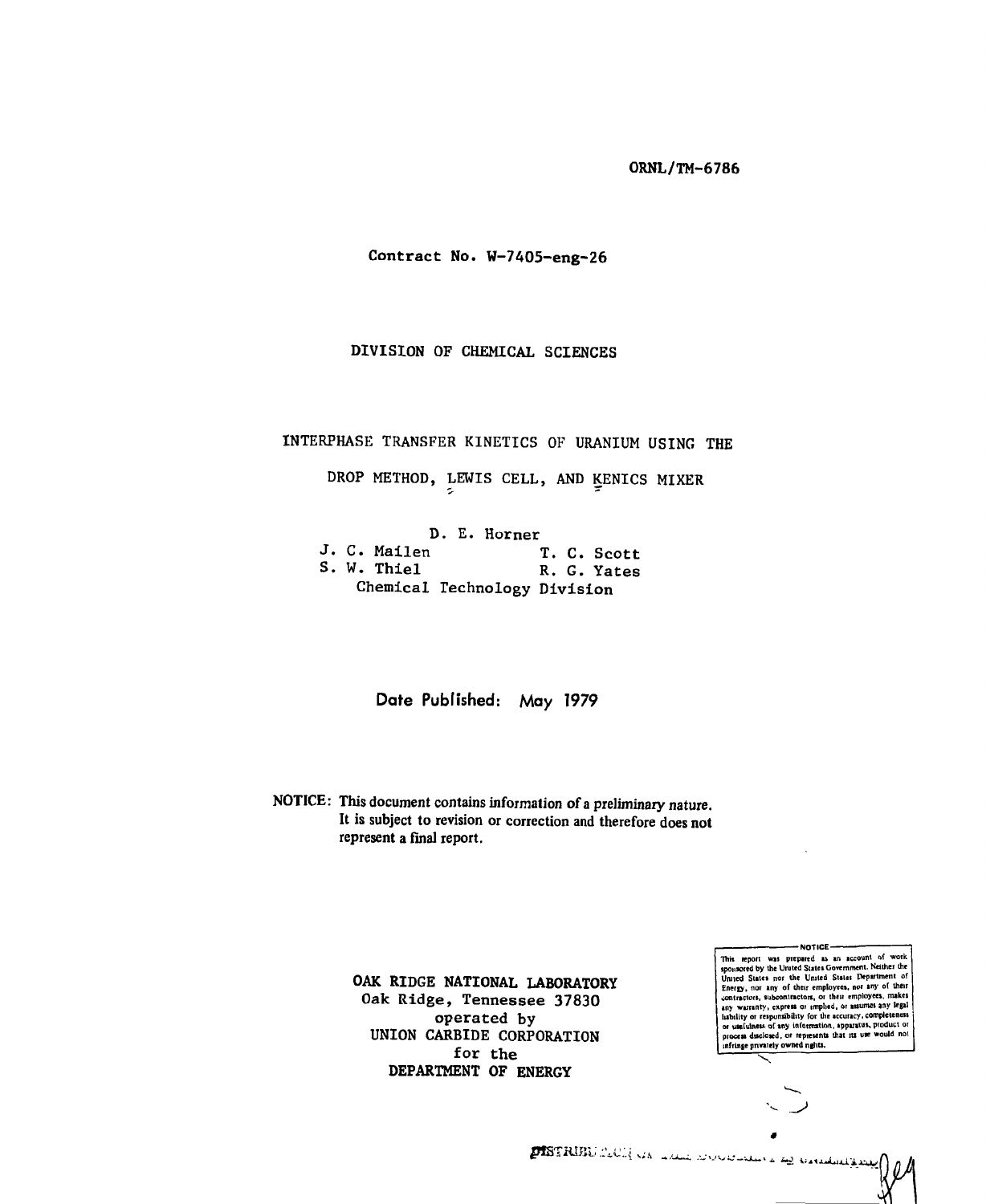ORNL/TM-6786

Contract No. W-7405-eng-26

DIVISION OF CHEMICAL SCIENCES

# INTERPHASE TRANSFER KINETICS OF URANIUM USING THE DROP METHOD, LEWIS CELL, AND KENICS MIXER

D. E. Horner
J. C. Mailen
T. C. Scott
S. W. Thiel
R. G. Yates

Chemical Technology Division

Date Published: May 1979

NOTICE: This document contains information of a preliminary nature. It is subject to revision or correction and therefore does not represent a final report.

OAK RIDGE NATIONAL LABORATORY
Oak Ridge, Tennessee 37830
operated by
UNION CARBIDE CORPORATION
for the
DEPARTMENT OF ENERGY

NOTICE

This report was prepared as an account of work sponsored by the United States Government. Neither the United States nor the United States Department of Energy, nor any of their employees, nor any of their contractors, subcontractors, or their employees, makes any warranty, express or implied, or assumes any legal liability or responsibility for the accuracy, completeness or usefulness of any information, apparatus, product or process disclosed, or represents that its use would not infringe privately owned rights.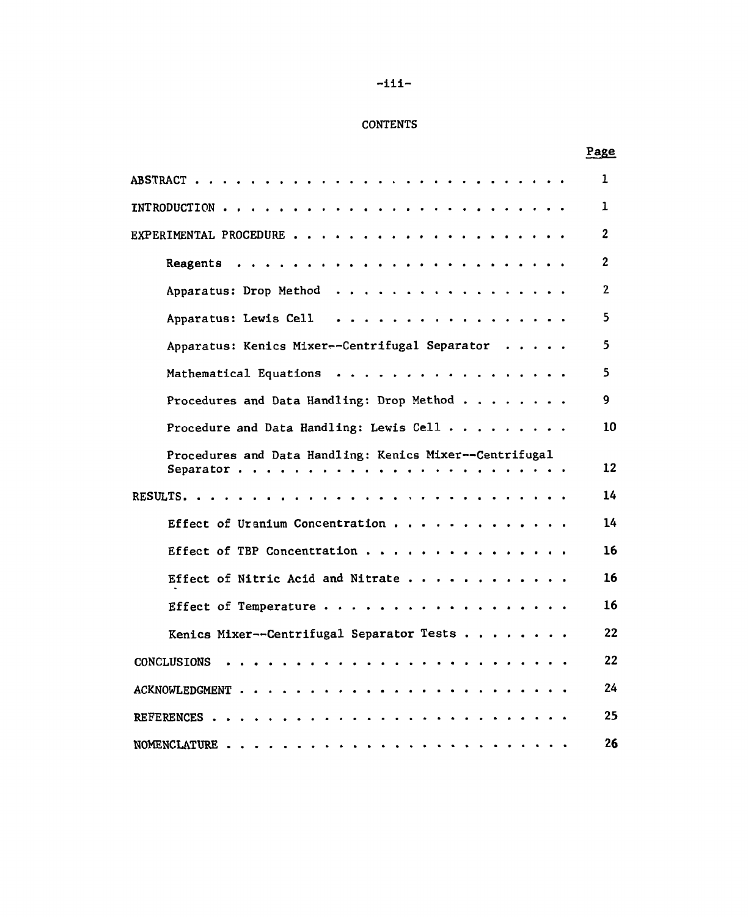# CONTENTS

| | Page |
|---|---|
| ABSTRACT | 1 |
| INTRODUCTION | 1 |
| EXPERIMENTAL PROCEDURE | 2 |
| Reagents | 2 |
| Apparatus: Drop Method | 2 |
| Apparatus: Lewis Cell | 5 |
| Apparatus: Kenics Mixer--Centrifugal Separator | 5 |
| Mathematical Equations | 5 |
| Procedures and Data Handling: Drop Method | 9 |
| Procedure and Data Handling: Lewis Cell | 10 |
| Procedures and Data Handling: Kenics Mixer--Centrifugal Separator | 12 |
| RESULTS | 14 |
| Effect of Uranium Concentration | 14 |
| Effect of TBP Concentration | 16 |
| Effect of Nitric Acid and Nitrate | 16 |
| Effect of Temperature | 16 |
| Kenics Mixer--Centrifugal Separator Tests | 22 |
| CONCLUSIONS | 22 |
| ACKNOWLEDGMENT | 24 |
| REFERENCES | 25 |
| NOMENCLATURE | 26 |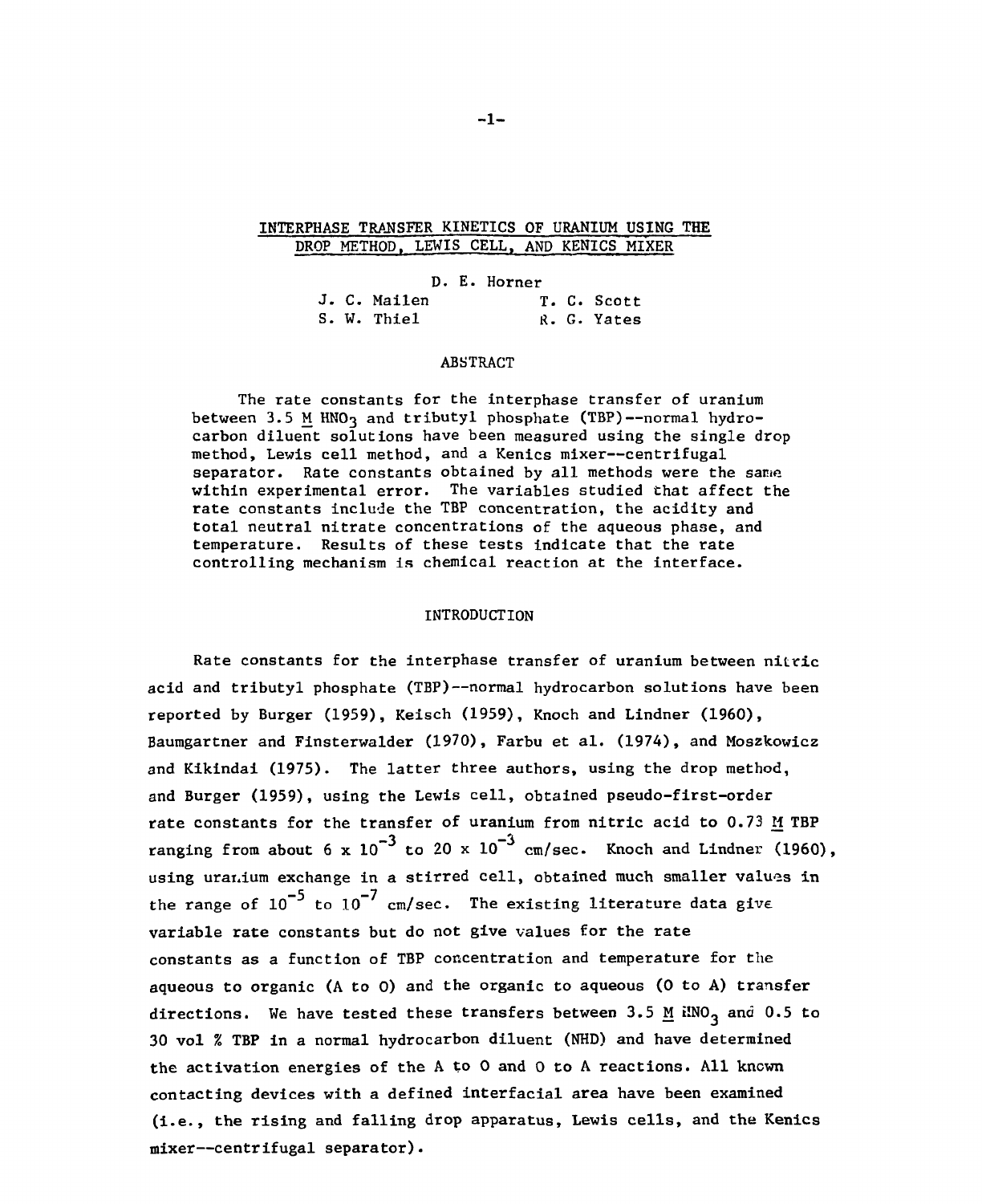# INTERPHASE TRANSFER KINETICS OF URANIUM USING THE DROP METHOD, LEWIS CELL, AND KENICS MIXER

D. E. Horner
J. C. Mailen    T. C. Scott
S. W. Thiel    R. G. Yates

## ABSTRACT

The rate constants for the interphase transfer of uranium between 3.5 M $HNO_3$ and tributyl phosphate (TBP)--normal hydrocarbon diluent solutions have been measured using the single drop method, Lewis cell method, and a Kenics mixer--centrifugal separator. Rate constants obtained by all methods were the same within experimental error. The variables studied that affect the rate constants include the TBP concentration, the acidity and total neutral nitrate concentrations of the aqueous phase, and temperature. Results of these tests indicate that the rate controlling mechanism is chemical reaction at the interface.

## INTRODUCTION

Rate constants for the interphase transfer of uranium between nitric acid and tributyl phosphate (TBP)--normal hydrocarbon solutions have been reported by Burger (1959), Keisch (1959), Knoch and Lindner (1960), Baumgartner and Finsterwalder (1970), Farbu et al. (1974), and Moszkowicz and Kikindai (1975). The latter three authors, using the drop method, and Burger (1959), using the Lewis cell, obtained pseudo-first-order rate constants for the transfer of uranium from nitric acid to 0.73 M TBP ranging from about $6 \times 10^{-3}$ to $20 \times 10^{-3}$ cm/sec. Knoch and Lindner (1960), using uranium exchange in a stirred cell, obtained much smaller values in the range of $10^{-5}$ to $10^{-7}$ cm/sec. The existing literature data give variable rate constants but do not give values for the rate constants as a function of TBP concentration and temperature for the aqueous to organic (A to O) and the organic to aqueous (O to A) transfer directions. We have tested these transfers between 3.5 M $HNO_3$ and 0.5 to 30 vol % TBP in a normal hydrocarbon diluent (NHD) and have determined the activation energies of the A to O and O to A reactions. All known contacting devices with a defined interfacial area have been examined (i.e., the rising and falling drop apparatus, Lewis cells, and the Kenics mixer--centrifugal separator).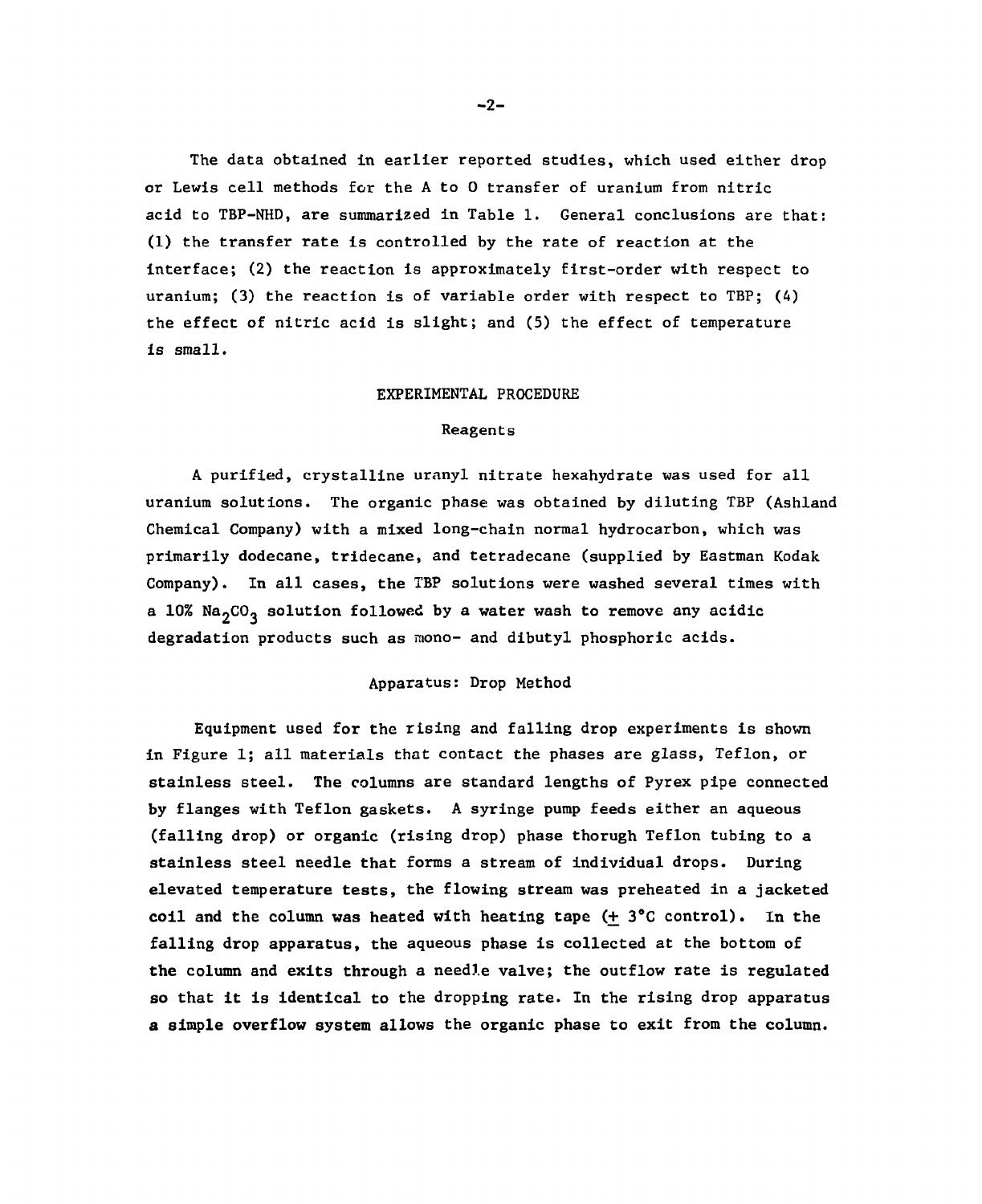The data obtained in earlier reported studies, which used either drop or Lewis cell methods for the A to O transfer of uranium from nitric acid to TBP-NHD, are summarized in Table 1. General conclusions are that: (1) the transfer rate is controlled by the rate of reaction at the interface; (2) the reaction is approximately first-order with respect to uranium; (3) the reaction is of variable order with respect to TBP; (4) the effect of nitric acid is slight; and (5) the effect of temperature is small.

## EXPERIMENTAL PROCEDURE

### Reagents

A purified, crystalline uranyl nitrate hexahydrate was used for all uranium solutions. The organic phase was obtained by diluting TBP (Ashland Chemical Company) with a mixed long-chain normal hydrocarbon, which was primarily dodecane, tridecane, and tetradecane (supplied by Eastman Kodak Company). In all cases, the TBP solutions were washed several times with a 10% $Na_2CO_3$ solution followed by a water wash to remove any acidic degradation products such as mono- and dibutyl phosphoric acids.

### Apparatus: Drop Method

Equipment used for the rising and falling drop experiments is shown in Figure 1; all materials that contact the phases are glass, Teflon, or stainless steel. The columns are standard lengths of Pyrex pipe connected by flanges with Teflon gaskets. A syringe pump feeds either an aqueous (falling drop) or organic (rising drop) phase thorugh Teflon tubing to a stainless steel needle that forms a stream of individual drops. During elevated temperature tests, the flowing stream was preheated in a jacketed coil and the column was heated with heating tape ($\pm$ 3°C control). In the falling drop apparatus, the aqueous phase is collected at the bottom of the column and exits through a needle valve; the outflow rate is regulated so that it is identical to the dropping rate. In the rising drop apparatus a simple overflow system allows the organic phase to exit from the column.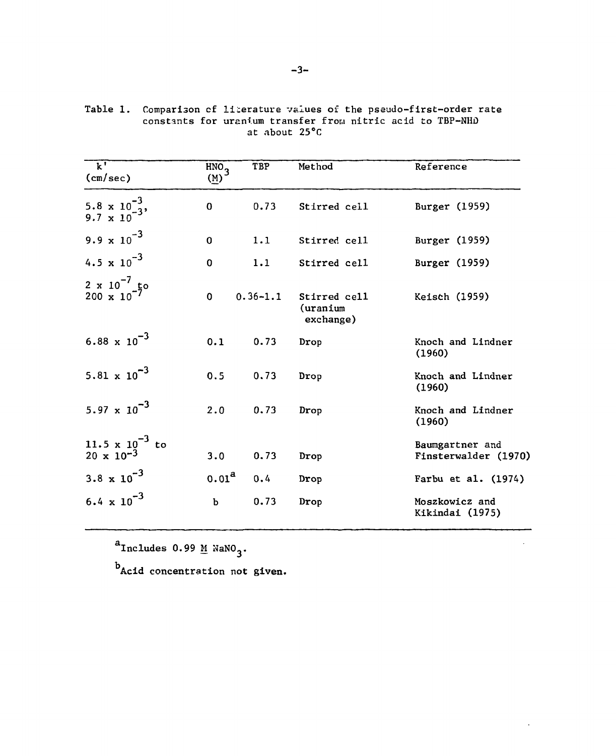Table 1. Comparison of literature values of the pseudo-first-order rate constants for uranium transfer from nitric acid to TBP-NHD at about 25°C

| k' (cm/sec) | $HNO_3$ (M) | TBP | Method | Reference |
|---|---|---|---|---|
| $5.8 \times 10^{-3}$, $9.7 \times 10^{-3}$ | 0 | 0.73 | Stirred cell | Burger (1959) |
| $9.9 \times 10^{-3}$ | 0 | 1.1 | Stirred cell | Burger (1959) |
| $4.5 \times 10^{-3}$ | 0 | 1.1 | Stirred cell | Burger (1959) |
| $2 \times 10^{-7}$ to $200 \times 10^{-7}$ | 0 | 0.36–1.1 | Stirred cell (uranium exchange) | Keisch (1959) |
| $6.88 \times 10^{-3}$ | 0.1 | 0.73 | Drop | Knoch and Lindner (1960) |
| $5.81 \times 10^{-3}$ | 0.5 | 0.73 | Drop | Knoch and Lindner (1960) |
| $5.97 \times 10^{-3}$ | 2.0 | 0.73 | Drop | Knoch and Lindner (1960) |
| $11.5 \times 10^{-3}$ to $20 \times 10^{-3}$ | 3.0 | 0.73 | Drop | Baumgartner and Finsterwalder (1970) |
| $3.8 \times 10^{-3}$ | 0.01[a] | 0.4 | Drop | Farbu et al. (1974) |
| $6.4 \times 10^{-3}$ | b | 0.73 | Drop | Moszkowicz and Kikindai (1975) |

[a]Includes 0.99 M $NaNO_3$.

[b]Acid concentration not given.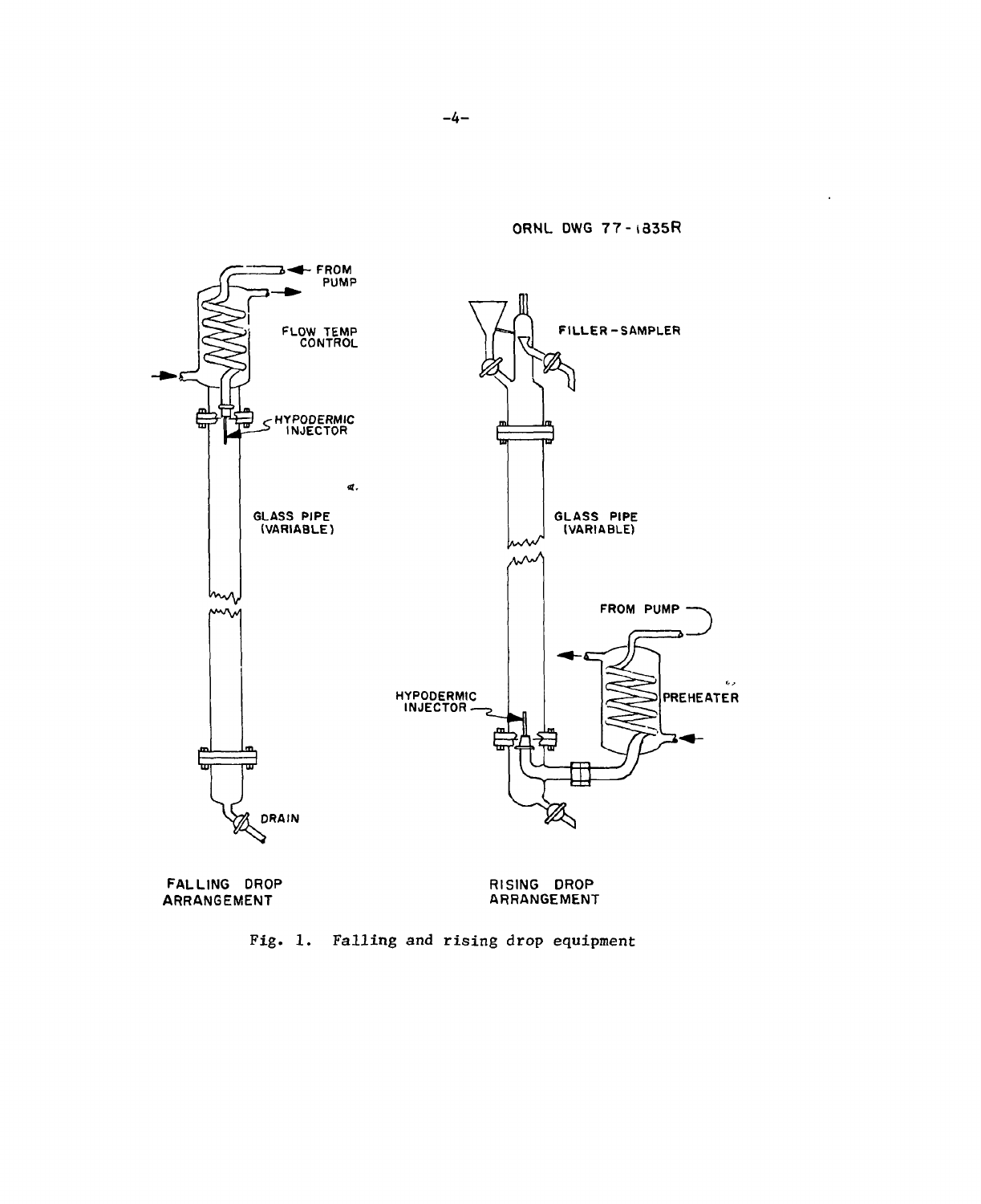ORNL DWG 77-1835R

FALLING DROP ARRANGEMENT

RISING DROP ARRANGEMENT

Fig. 1. Falling and rising drop equipment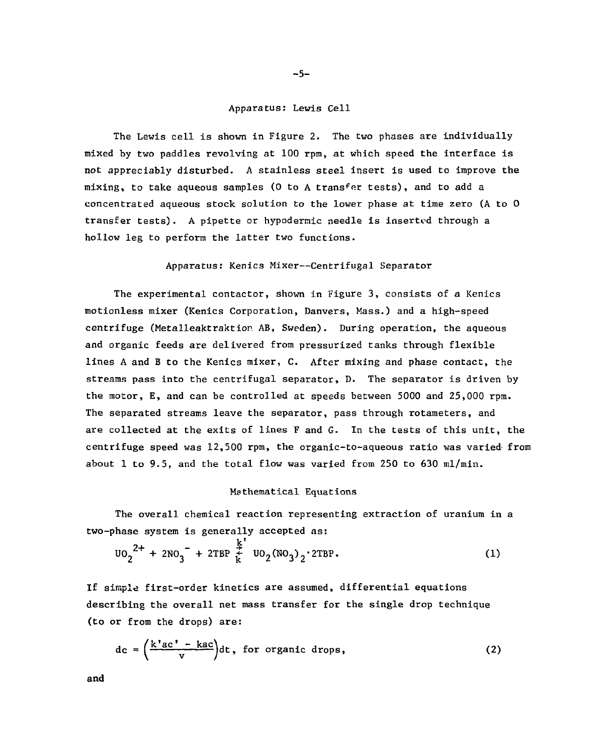### Apparatus: Lewis Cell

The Lewis cell is shown in Figure 2. The two phases are individually mixed by two paddles revolving at 100 rpm, at which speed the interface is not appreciably disturbed. A stainless steel insert is used to improve the mixing, to take aqueous samples (O to A transfer tests), and to add a concentrated aqueous stock solution to the lower phase at time zero (A to O transfer tests). A pipette or hypodermic needle is inserted through a hollow leg to perform the latter two functions.

### Apparatus: Kenics Mixer--Centrifugal Separator

The experimental contactor, shown in Figure 3, consists of a Kenics motionless mixer (Kenics Corporation, Danvers, Mass.) and a high-speed centrifuge (Metalleaktraktion AB, Sweden). During operation, the aqueous and organic feeds are delivered from pressurized tanks through flexible lines A and B to the Kenics mixer, C. After mixing and phase contact, the streams pass into the centrifugal separator, D. The separator is driven by the motor, E, and can be controlled at speeds between 5000 and 25,000 rpm. The separated streams leave the separator, pass through rotameters, and are collected at the exits of lines F and G. In the tests of this unit, the centrifuge speed was 12,500 rpm, the organic-to-aqueous ratio was varied from about 1 to 9.5, and the total flow was varied from 250 to 630 ml/min.

### Mathematical Equations

The overall chemical reaction representing extraction of uranium in a two-phase system is generally accepted as:

$$UO_2^{2+} + 2NO_3^- + 2TBP \underset{k}{\overset{k'}{\rightleftarrows}} UO_2(NO_3)_2 \cdot 2TBP. \tag{1}$$

If simple first-order kinetics are assumed, differential equations describing the overall net mass transfer for the single drop technique (to or from the drops) are:

$$dc = \left(\frac{k'ac' - kac}{v}\right)dt, \text{ for organic drops,} \tag{2}$$

and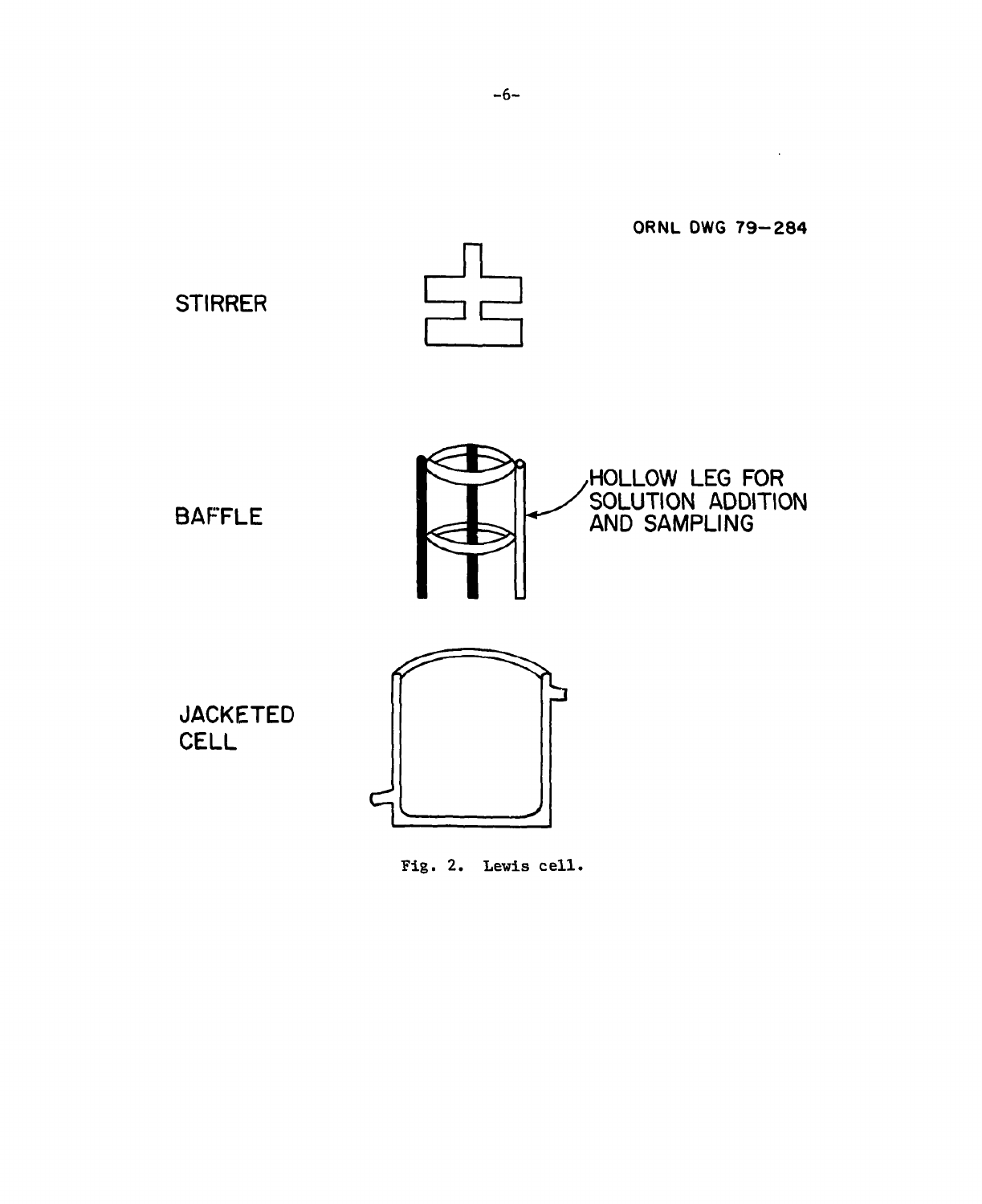ORNL DWG 79-284

STIRRER

BAFFLE

HOLLOW LEG FOR SOLUTION ADDITION AND SAMPLING

JACKETED CELL

Fig. 2. Lewis cell.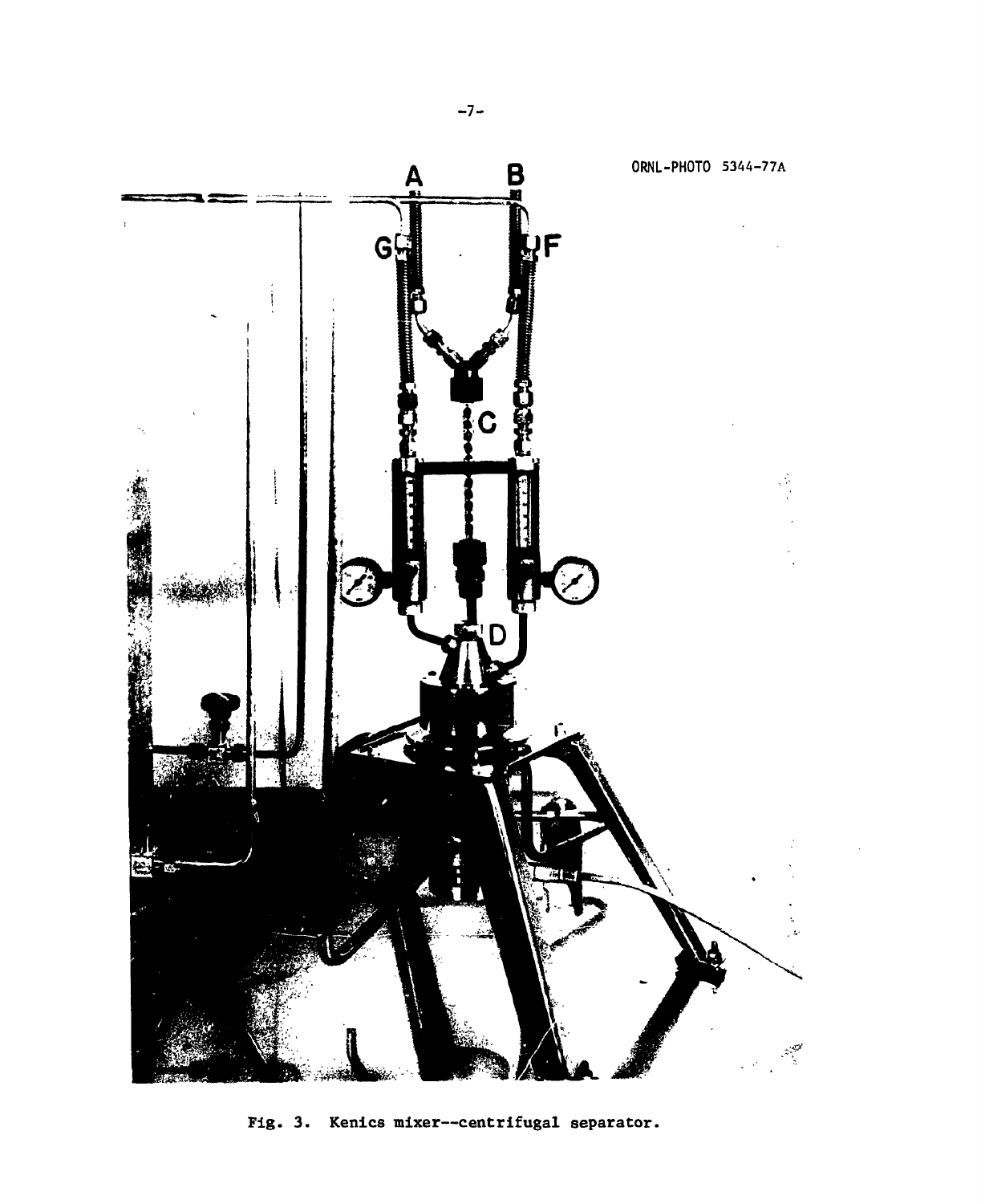ORNL-PHOTO 5344-77A

Fig. 3. Kenics mixer--centrifugal separator.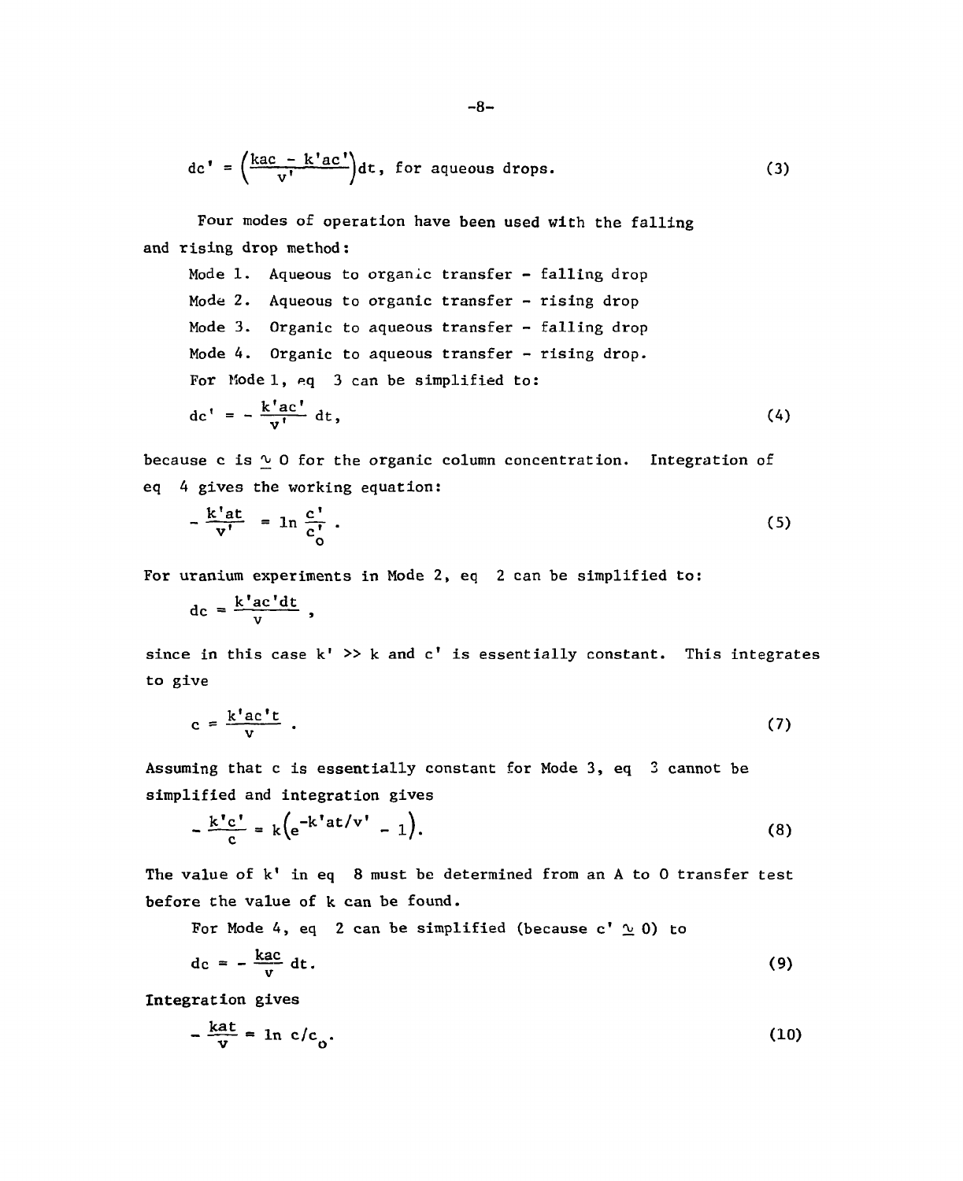$$dc' = \left(\frac{kac - k'ac'}{v'}\right)dt, \text{ for aqueous drops.} \tag{3}$$

Four modes of operation have been used with the falling and rising drop method:

Mode 1. Aqueous to organic transfer - falling drop

Mode 2. Aqueous to organic transfer - rising drop

Mode 3. Organic to aqueous transfer - falling drop

Mode 4. Organic to aqueous transfer - rising drop.

For Mode 1, eq 3 can be simplified to:

$$dc' = -\frac{k'ac'}{v'}\,dt, \tag{4}$$

because c is $\simeq 0$ for the organic column concentration. Integration of eq 4 gives the working equation:

$$-\frac{k'at}{v'} = \ln\frac{c'}{c'_o}\,. \tag{5}$$

For uranium experiments in Mode 2, eq 2 can be simplified to:

$$dc = \frac{k'ac'dt}{v}\,,$$

since in this case $k' \gg k$ and $c'$ is essentially constant. This integrates to give

$$c = \frac{k'ac't}{v}\,. \tag{7}$$

Assuming that c is essentially constant for Mode 3, eq 3 cannot be simplified and integration gives

$$-\frac{k'c'}{c} = k\left(e^{-k'at/v'} - 1\right). \tag{8}$$

The value of $k'$ in eq 8 must be determined from an A to O transfer test before the value of k can be found.

For Mode 4, eq 2 can be simplified (because $c' \simeq 0$) to

$$dc = -\frac{kac}{v}\,dt. \tag{9}$$

Integration gives

$$-\frac{kat}{v} = \ln c/c_o. \tag{10}$$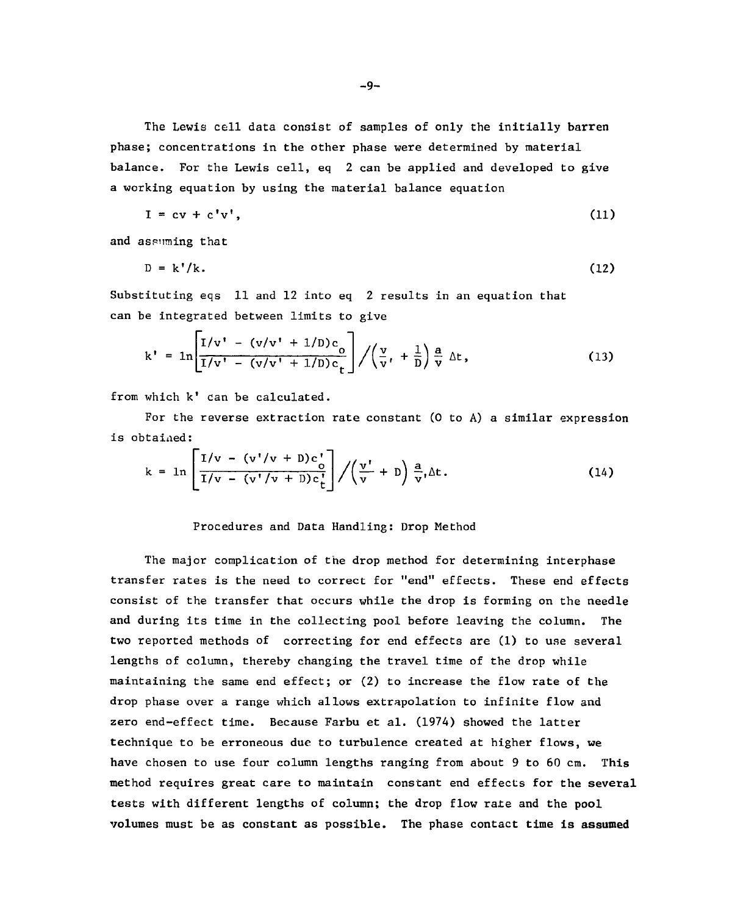The Lewis cell data consist of samples of only the initially barren phase; concentrations in the other phase were determined by material balance. For the Lewis cell, eq 2 can be applied and developed to give a working equation by using the material balance equation

$$I = cv + c'v', \tag{11}$$

and assuming that

$$D = k'/k. \tag{12}$$

Substituting eqs 11 and 12 into eq 2 results in an equation that can be integrated between limits to give

$$k' = \ln\left[\frac{I/v' - (v/v' + 1/D)c_o}{I/v' - (v/v' + 1/D)c_t}\right] \Big/ \left(\frac{v}{v'} + \frac{1}{D}\right)\frac{a}{v}\,\Delta t, \tag{13}$$

from which $k'$ can be calculated.

For the reverse extraction rate constant (O to A) a similar expression is obtained:

$$k = \ln\left[\frac{I/v - (v'/v + D)c'_o}{I/v - (v'/v + D)c'_t}\right] \Big/ \left(\frac{v'}{v} + D\right)\frac{a}{v'}\Delta t. \tag{14}$$

## Procedures and Data Handling: Drop Method

The major complication of the drop method for determining interphase transfer rates is the need to correct for "end" effects. These end effects consist of the transfer that occurs while the drop is forming on the needle and during its time in the collecting pool before leaving the column. The two reported methods of correcting for end effects are (1) to use several lengths of column, thereby changing the travel time of the drop while maintaining the same end effect; or (2) to increase the flow rate of the drop phase over a range which allows extrapolation to infinite flow and zero end-effect time. Because Farbu et al. (1974) showed the latter technique to be erroneous due to turbulence created at higher flows, we have chosen to use four column lengths ranging from about 9 to 60 cm. This method requires great care to maintain constant end effects for the several tests with different lengths of column; the drop flow rate and the pool volumes must be as constant as possible. The phase contact time is assumed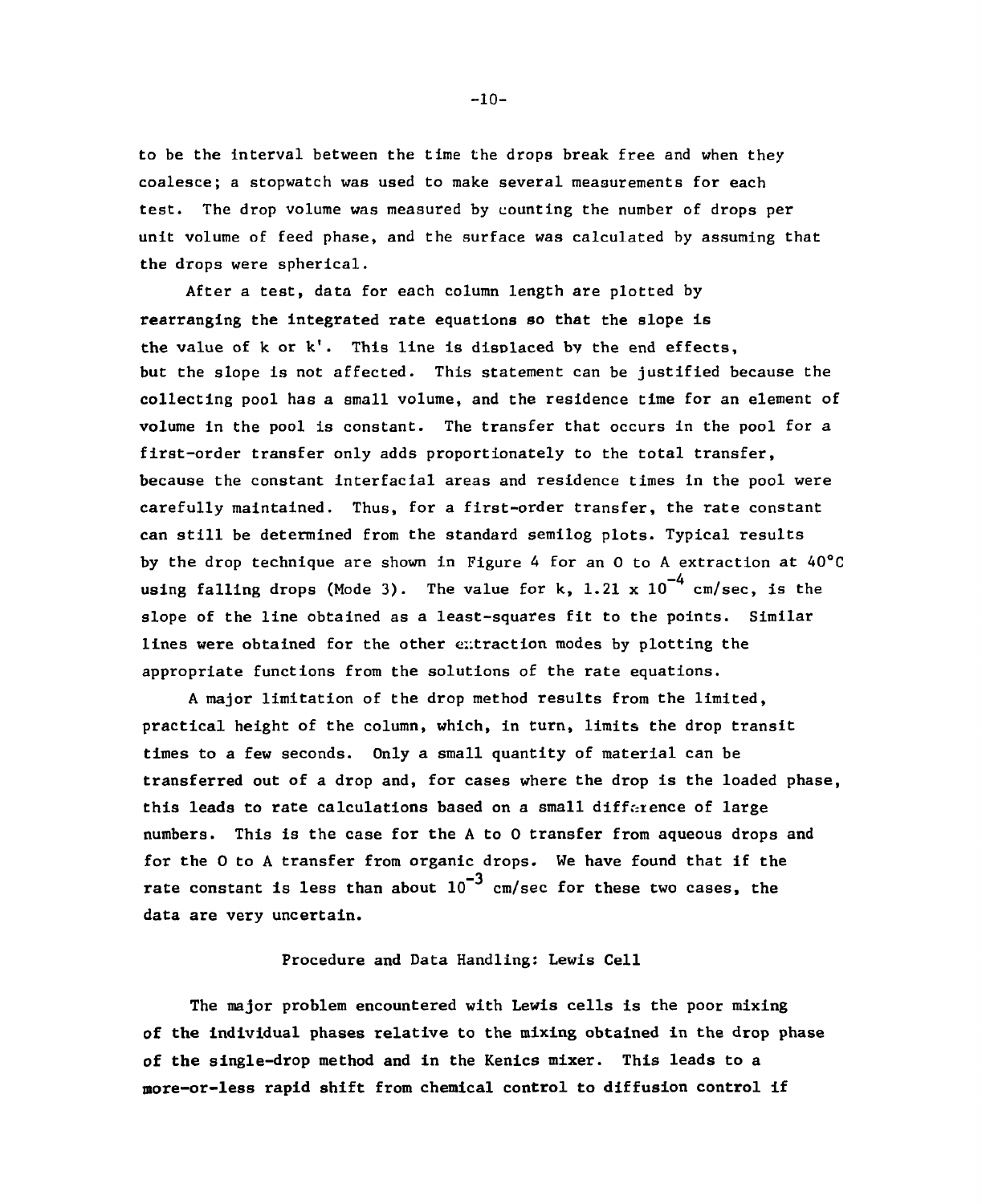to be the interval between the time the drops break free and when they coalesce; a stopwatch was used to make several measurements for each test. The drop volume was measured by counting the number of drops per unit volume of feed phase, and the surface was calculated by assuming that the drops were spherical.

After a test, data for each column length are plotted by rearranging the integrated rate equations so that the slope is the value of k or k'. This line is displaced by the end effects, but the slope is not affected. This statement can be justified because the collecting pool has a small volume, and the residence time for an element of volume in the pool is constant. The transfer that occurs in the pool for a first-order transfer only adds proportionately to the total transfer, because the constant interfacial areas and residence times in the pool were carefully maintained. Thus, for a first-order transfer, the rate constant can still be determined from the standard semilog plots. Typical results by the drop technique are shown in Figure 4 for an O to A extraction at 40°C using falling drops (Mode 3). The value for k, $1.21 \times 10^{-4}$ cm/sec, is the slope of the line obtained as a least-squares fit to the points. Similar lines were obtained for the other extraction modes by plotting the appropriate functions from the solutions of the rate equations.

A major limitation of the drop method results from the limited, practical height of the column, which, in turn, limits the drop transit times to a few seconds. Only a small quantity of material can be transferred out of a drop and, for cases where the drop is the loaded phase, this leads to rate calculations based on a small difference of large numbers. This is the case for the A to O transfer from aqueous drops and for the O to A transfer from organic drops. We have found that if the rate constant is less than about $10^{-3}$ cm/sec for these two cases, the data are very uncertain.

## Procedure and Data Handling: Lewis Cell

The major problem encountered with Lewis cells is the poor mixing of the individual phases relative to the mixing obtained in the drop phase of the single-drop method and in the Kenics mixer. This leads to a more-or-less rapid shift from chemical control to diffusion control if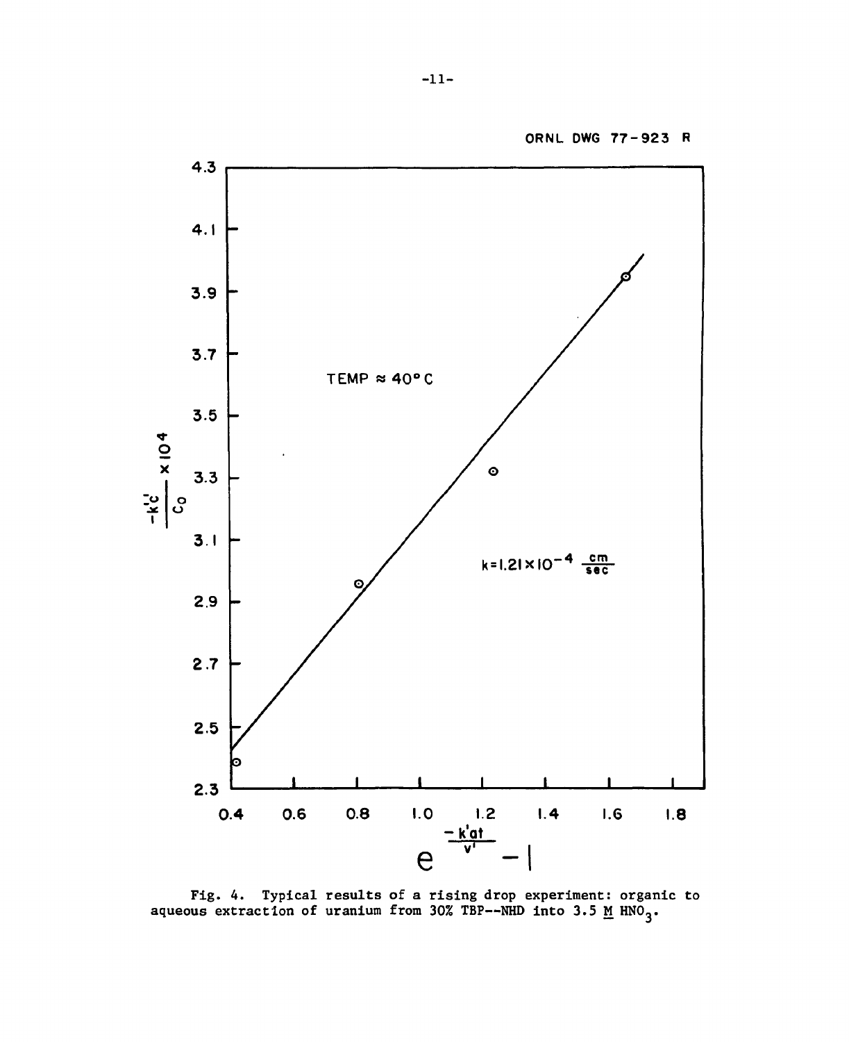ORNL DWG 77-923 R

Fig. 4. Typical results of a rising drop experiment: organic to aqueous extraction of uranium from 30% TBP--NHD into 3.5 M $HNO_3$.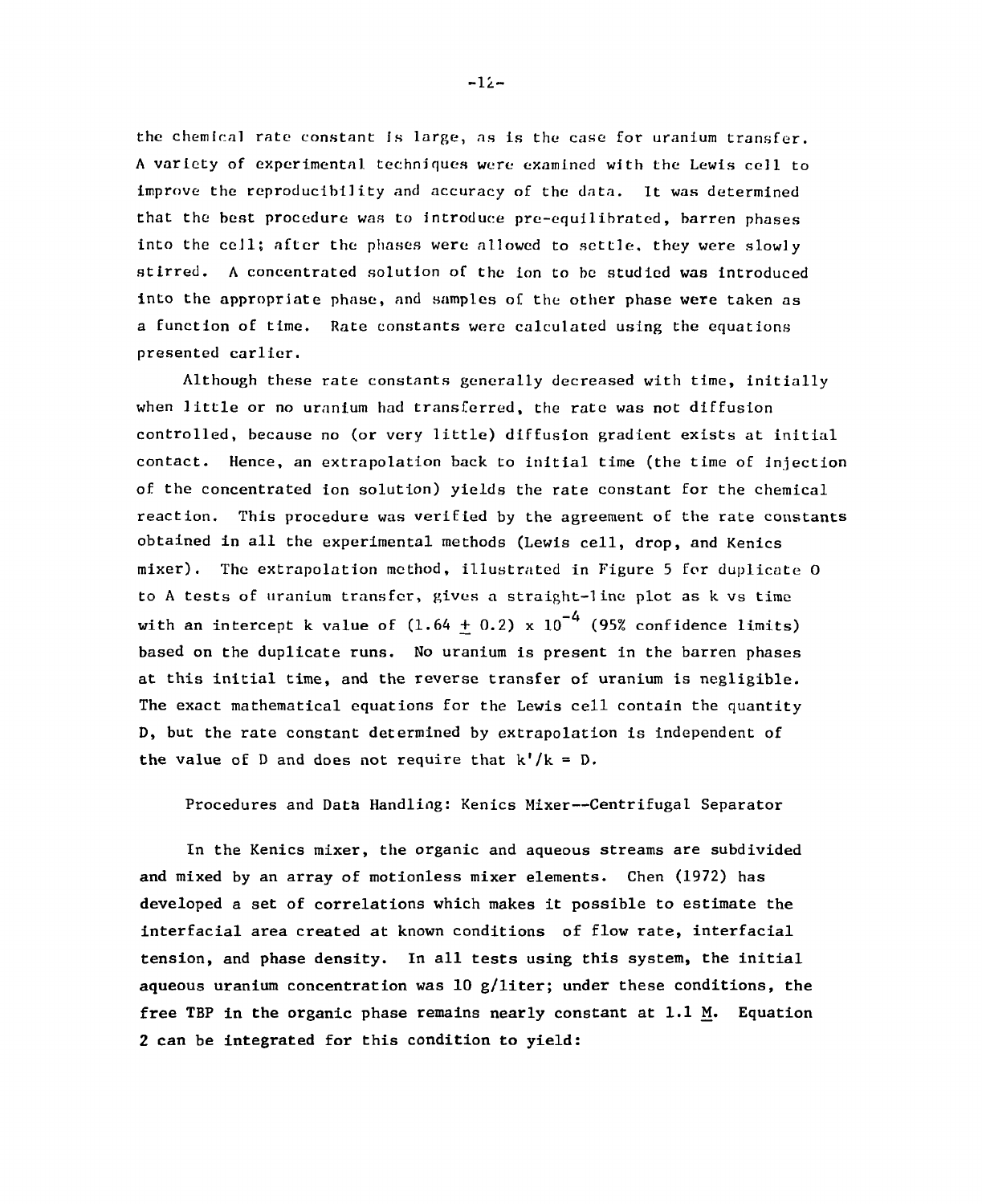the chemical rate constant is large, as is the case for uranium transfer. A variety of experimental techniques were examined with the Lewis cell to improve the reproducibility and accuracy of the data. It was determined that the best procedure was to introduce pre-equilibrated, barren phases into the cell; after the phases were allowed to settle, they were slowly stirred. A concentrated solution of the ion to be studied was introduced into the appropriate phase, and samples of the other phase were taken as a function of time. Rate constants were calculated using the equations presented earlier.

Although these rate constants generally decreased with time, initially when little or no uranium had transferred, the rate was not diffusion controlled, because no (or very little) diffusion gradient exists at initial contact. Hence, an extrapolation back to initial time (the time of injection of the concentrated ion solution) yields the rate constant for the chemical reaction. This procedure was verified by the agreement of the rate constants obtained in all the experimental methods (Lewis cell, drop, and Kenics mixer). The extrapolation method, illustrated in Figure 5 for duplicate O to A tests of uranium transfer, gives a straight-line plot as k vs time with an intercept k value of $(1.64 \pm 0.2) \times 10^{-4}$ (95% confidence limits) based on the duplicate runs. No uranium is present in the barren phases at this initial time, and the reverse transfer of uranium is negligible. The exact mathematical equations for the Lewis cell contain the quantity D, but the rate constant determined by extrapolation is independent of the value of D and does not require that $k'/k = D$.

## Procedures and Data Handling: Kenics Mixer—Centrifugal Separator

In the Kenics mixer, the organic and aqueous streams are subdivided and mixed by an array of motionless mixer elements. Chen (1972) has developed a set of correlations which makes it possible to estimate the interfacial area created at known conditions of flow rate, interfacial tension, and phase density. In all tests using this system, the initial aqueous uranium concentration was 10 g/liter; under these conditions, the free TBP in the organic phase remains nearly constant at 1.1 $\underline{M}$. Equation 2 can be integrated for this condition to yield: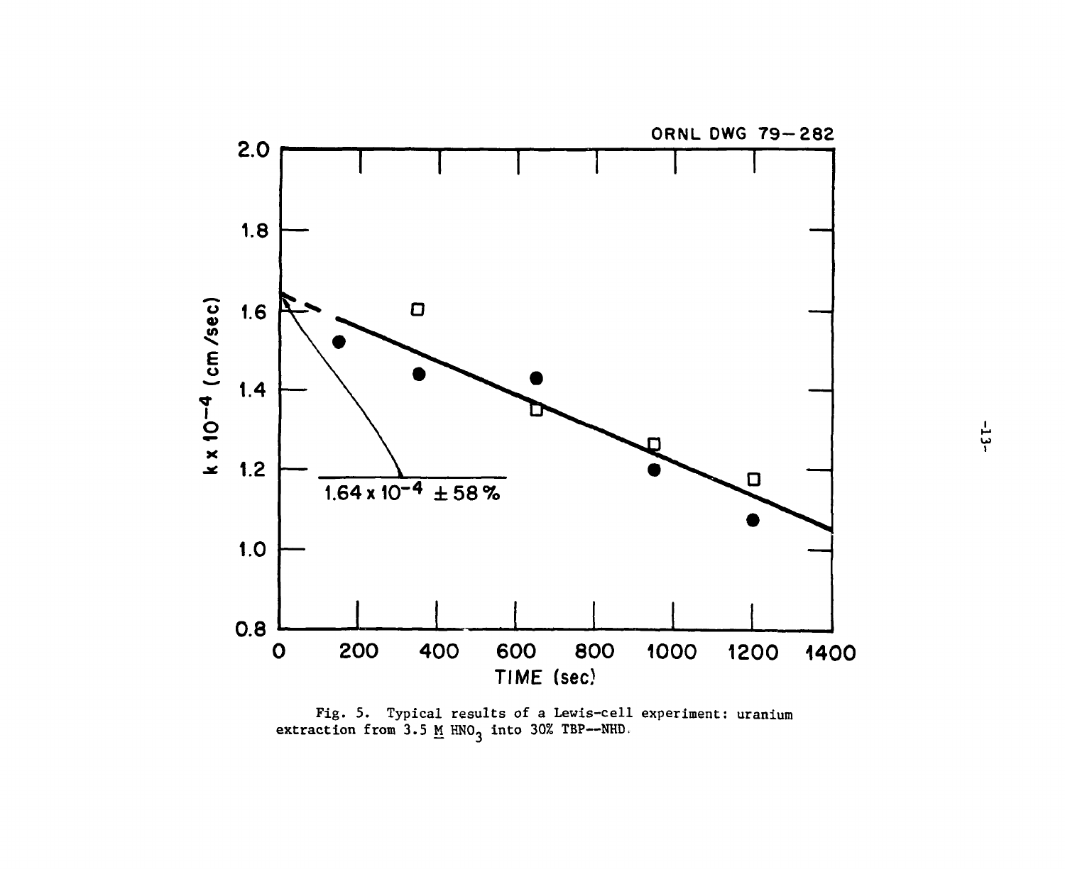ORNL DWG 79-282

Fig. 5. Typical results of a Lewis-cell experiment: uranium extraction from 3.5 M $HNO_3$ into 30% TBP--NHD.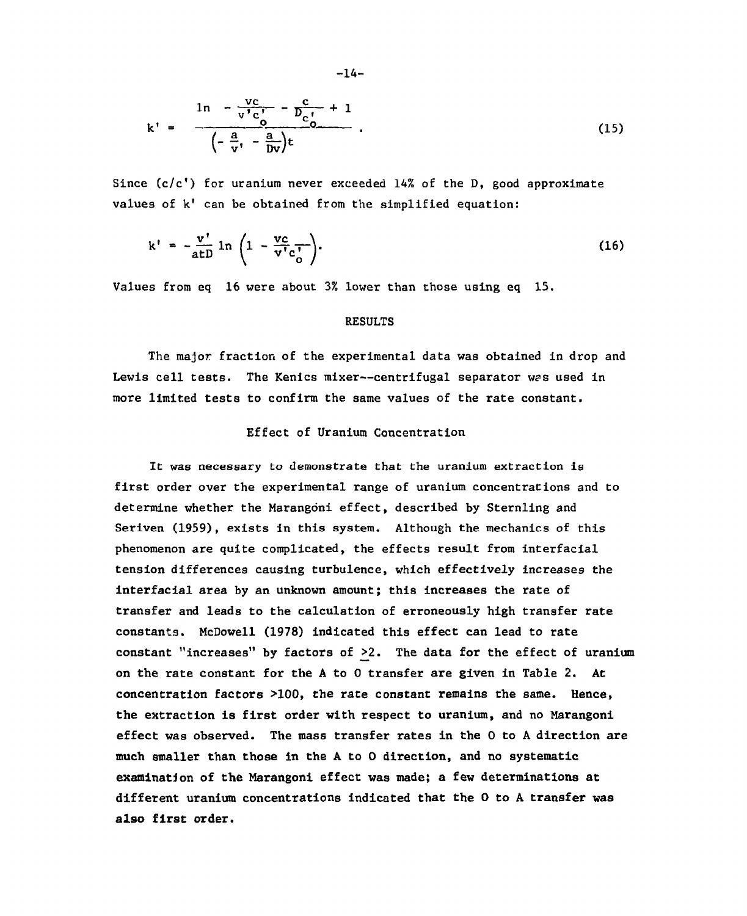$$k' = \frac{\ln\left(-\frac{vc}{v'c'_o} - \frac{c}{Dc'_o} + 1\right)}{\left(-\frac{a}{v'} - \frac{a}{Dv}\right)t} . \tag{15}$$

Since $(c/c')$ for uranium never exceeded 14% of the D, good approximate values of $k'$ can be obtained from the simplified equation:

$$k' = -\frac{v'}{atD} \ln\left(1 - \frac{vc}{v'c'_o}\right). \tag{16}$$

Values from eq 16 were about 3% lower than those using eq 15.

## RESULTS

The major fraction of the experimental data was obtained in drop and Lewis cell tests. The Kenics mixer--centrifugal separator was used in more limited tests to confirm the same values of the rate constant.

### Effect of Uranium Concentration

It was necessary to demonstrate that the uranium extraction is first order over the experimental range of uranium concentrations and to determine whether the Marangoni effect, described by Sternling and Seriven (1959), exists in this system. Although the mechanics of this phenomenon are quite complicated, the effects result from interfacial tension differences causing turbulence, which effectively increases the interfacial area by an unknown amount; this increases the rate of transfer and leads to the calculation of erroneously high transfer rate constants. McDowell (1978) indicated this effect can lead to rate constant "increases" by factors of $\geq 2$. The data for the effect of uranium on the rate constant for the A to O transfer are given in Table 2. At concentration factors >100, the rate constant remains the same. Hence, the extraction is first order with respect to uranium, and no Marangoni effect was observed. The mass transfer rates in the O to A direction are much smaller than those in the A to O direction, and no systematic examination of the Marangoni effect was made; a few determinations at different uranium concentrations indicated that the O to A transfer was also first order.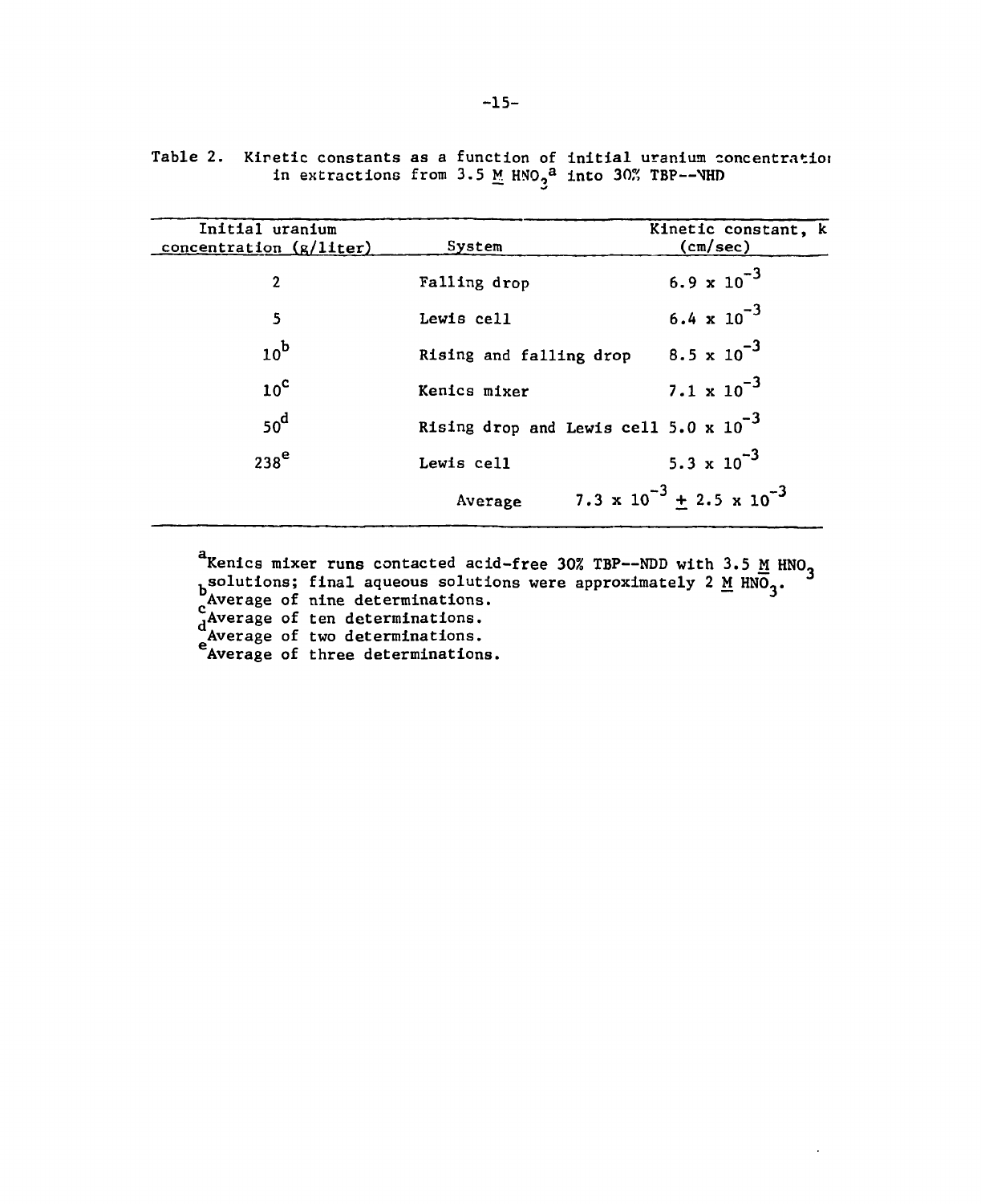Table 2. Kiretic constants as a function of initial uranium concentratioı in extractions from 3.5 M $HNO_3$[a] into 30% TBP--NHD

| Initial uranium concentration (g/liter) | System | Kinetic constant, k (cm/sec) |
|---|---|---|
| 2 | Falling drop | $6.9 \times 10^{-3}$ |
| 5 | Lewis cell | $6.4 \times 10^{-3}$ |
| 10[b] | Rising and falling drop | $8.5 \times 10^{-3}$ |
| 10[c] | Kenics mixer | $7.1 \times 10^{-3}$ |
| 50[d] | Rising drop and Lewis cell | $5.0 \times 10^{-3}$ |
| 238[e] | Lewis cell | $5.3 \times 10^{-3}$ |
| | Average | $7.3 \times 10^{-3} \pm 2.5 \times 10^{-3}$ |

[a]Kenics mixer runs contacted acid-free 30% TBP--NDD with 3.5 M $HNO_3$ solutions; final aqueous solutions were approximately 2 M $HNO_3$.

[b]Average of nine determinations.

[c]Average of ten determinations.

[d]Average of two determinations.

[e]Average of three determinations.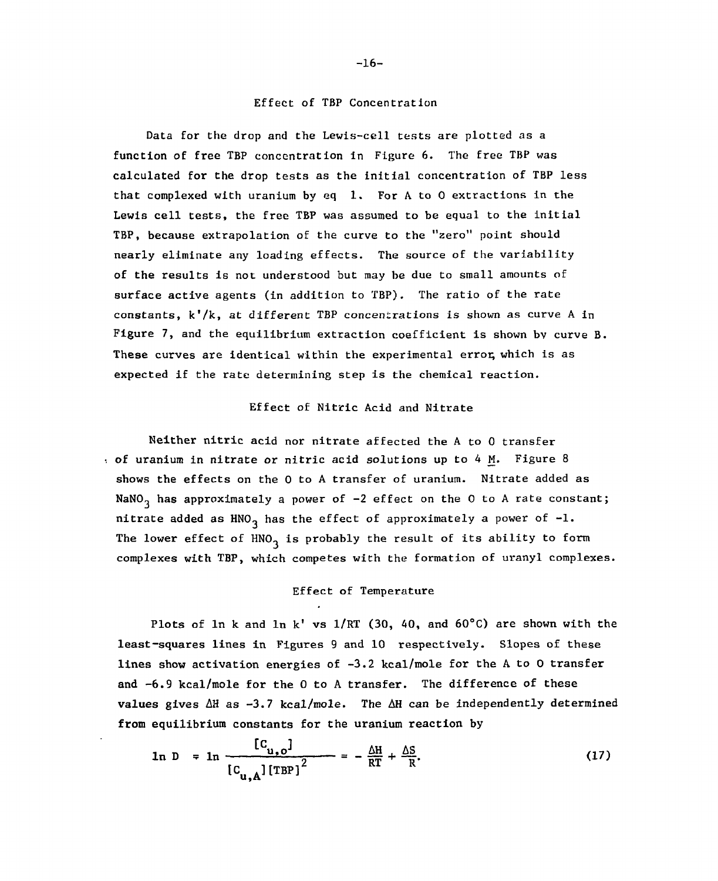### Effect of TBP Concentration

Data for the drop and the Lewis-cell tests are plotted as a function of free TBP concentration in Figure 6. The free TBP was calculated for the drop tests as the initial concentration of TBP less that complexed with uranium by eq 1. For A to O extractions in the Lewis cell tests, the free TBP was assumed to be equal to the initial TBP, because extrapolation of the curve to the "zero" point should nearly eliminate any loading effects. The source of the variability of the results is not understood but may be due to small amounts of surface active agents (in addition to TBP). The ratio of the rate constants, $k'/k$, at different TBP concentrations is shown as curve A in Figure 7, and the equilibrium extraction coefficient is shown by curve B. These curves are identical within the experimental error, which is as expected if the rate determining step is the chemical reaction.

### Effect of Nitric Acid and Nitrate

Neither nitric acid nor nitrate affected the A to O transfer of uranium in nitrate or nitric acid solutions up to 4 M. Figure 8 shows the effects on the O to A transfer of uranium. Nitrate added as $NaNO_3$ has approximately a power of -2 effect on the O to A rate constant; nitrate added as $HNO_3$ has the effect of approximately a power of -1. The lower effect of $HNO_3$ is probably the result of its ability to form complexes with TBP, which competes with the formation of uranyl complexes.

### Effect of Temperature

Plots of $\ln k$ and $\ln k'$ vs $1/RT$ (30, 40, and 60°C) are shown with the least-squares lines in Figures 9 and 10 respectively. Slopes of these lines show activation energies of -3.2 kcal/mole for the A to O transfer and -6.9 kcal/mole for the O to A transfer. The difference of these values gives $\Delta H$ as -3.7 kcal/mole. The $\Delta H$ can be independently determined from equilibrium constants for the uranium reaction by

$$\ln D = \ln \frac{[C_{u,o}]}{[C_{u,A}][TBP]^2} = -\frac{\Delta H}{RT} + \frac{\Delta S}{R}. \tag{17}$$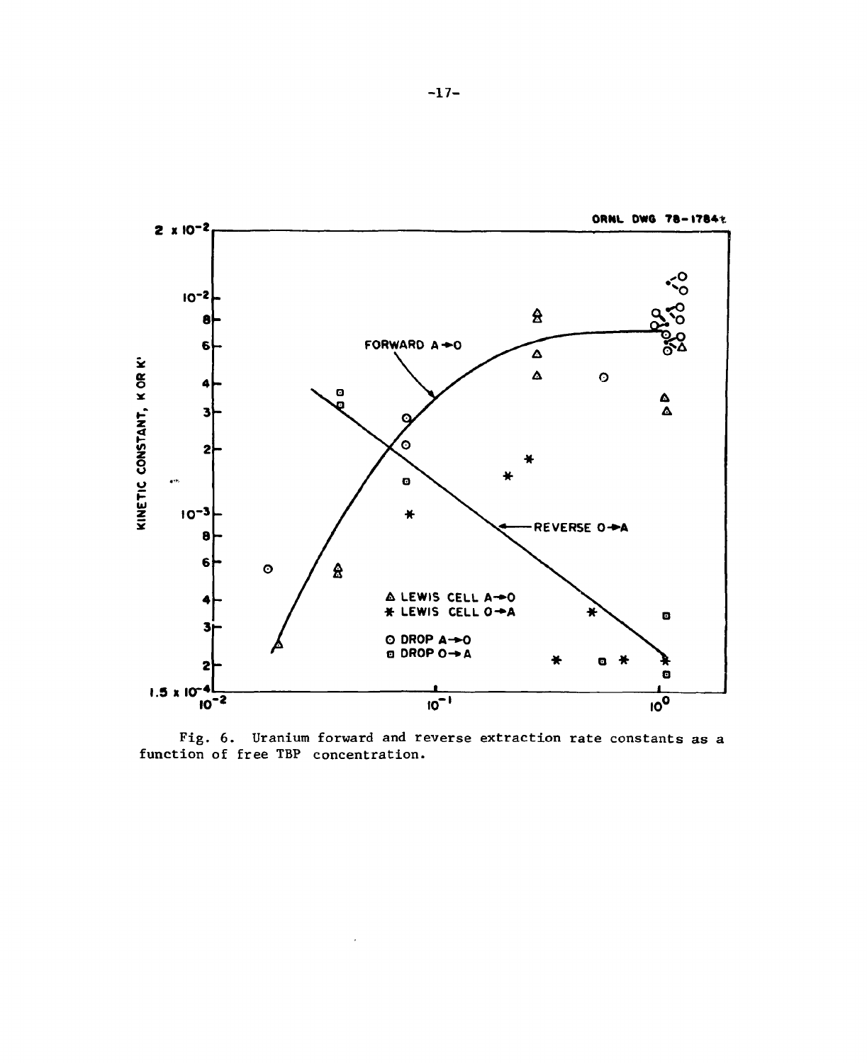ORNL DWG 78-17841

Fig. 6. Uranium forward and reverse extraction rate constants as a function of free TBP concentration.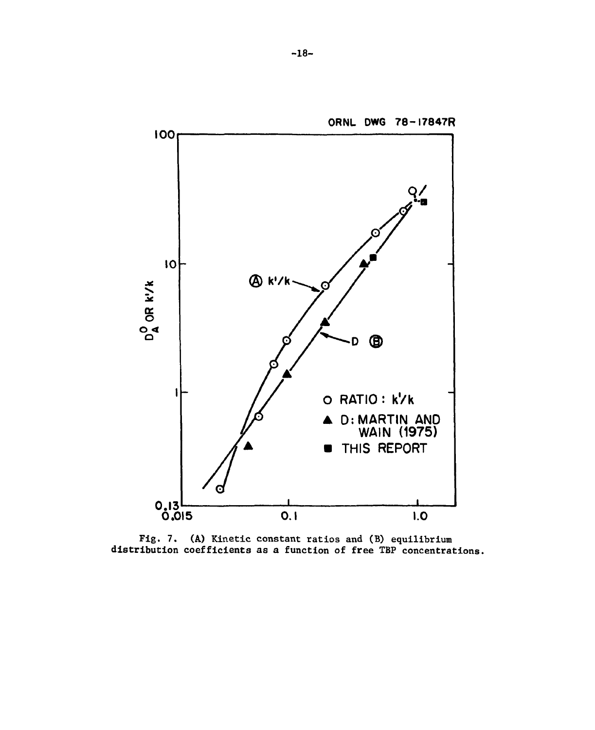Fig. 7. (A) Kinetic constant ratios and (B) equilibrium distribution coefficients as a function of free TBP concentrations.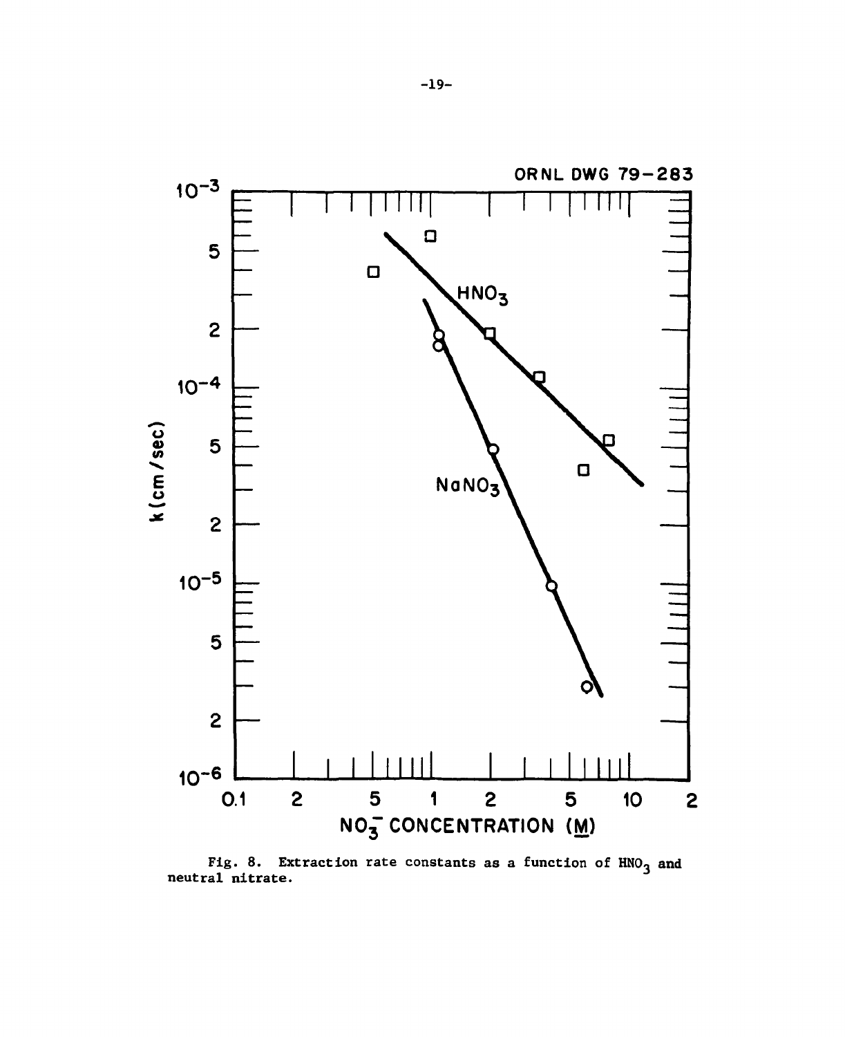ORNL DWG 79-283

Fig. 8. Extraction rate constants as a function of $HNO_3$ and neutral nitrate.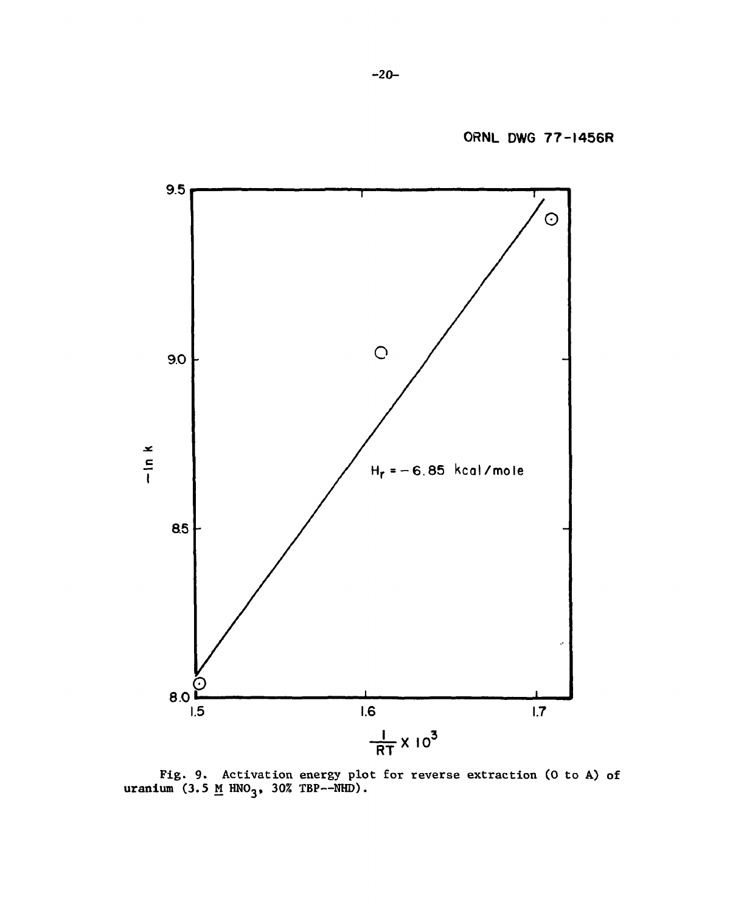ORNL DWG 77-1456R

Fig. 9. Activation energy plot for reverse extraction (O to A) of uranium (3.5 M $HNO_3$, 30% TBP--NHD).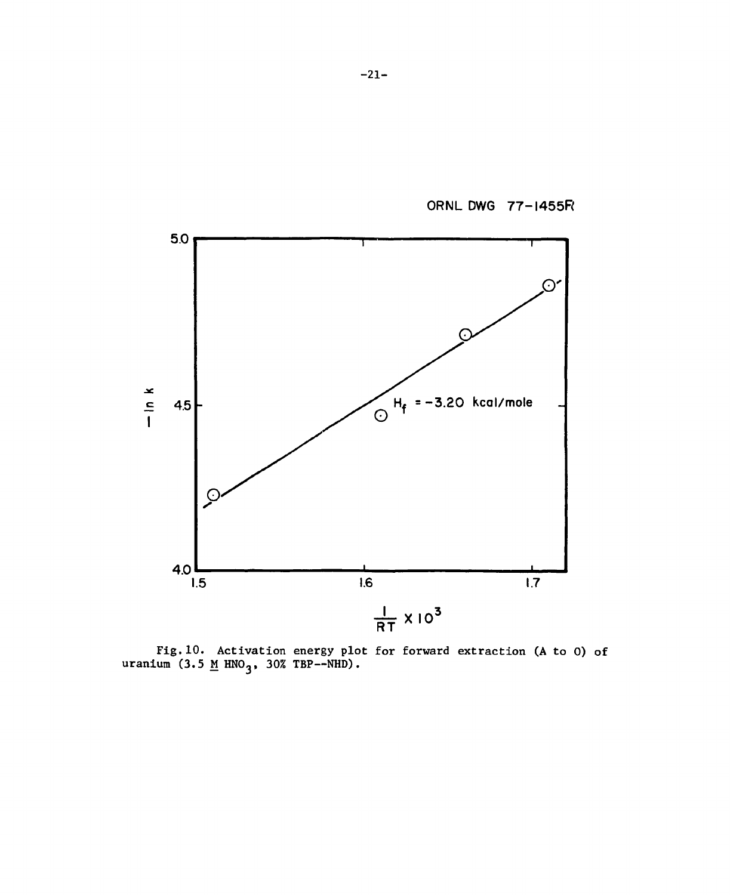ORNL DWG 77-1455R

Fig. 10. Activation energy plot for forward extraction (A to O) of uranium (3.5 M $HNO_3$, 30% TBP--NHD).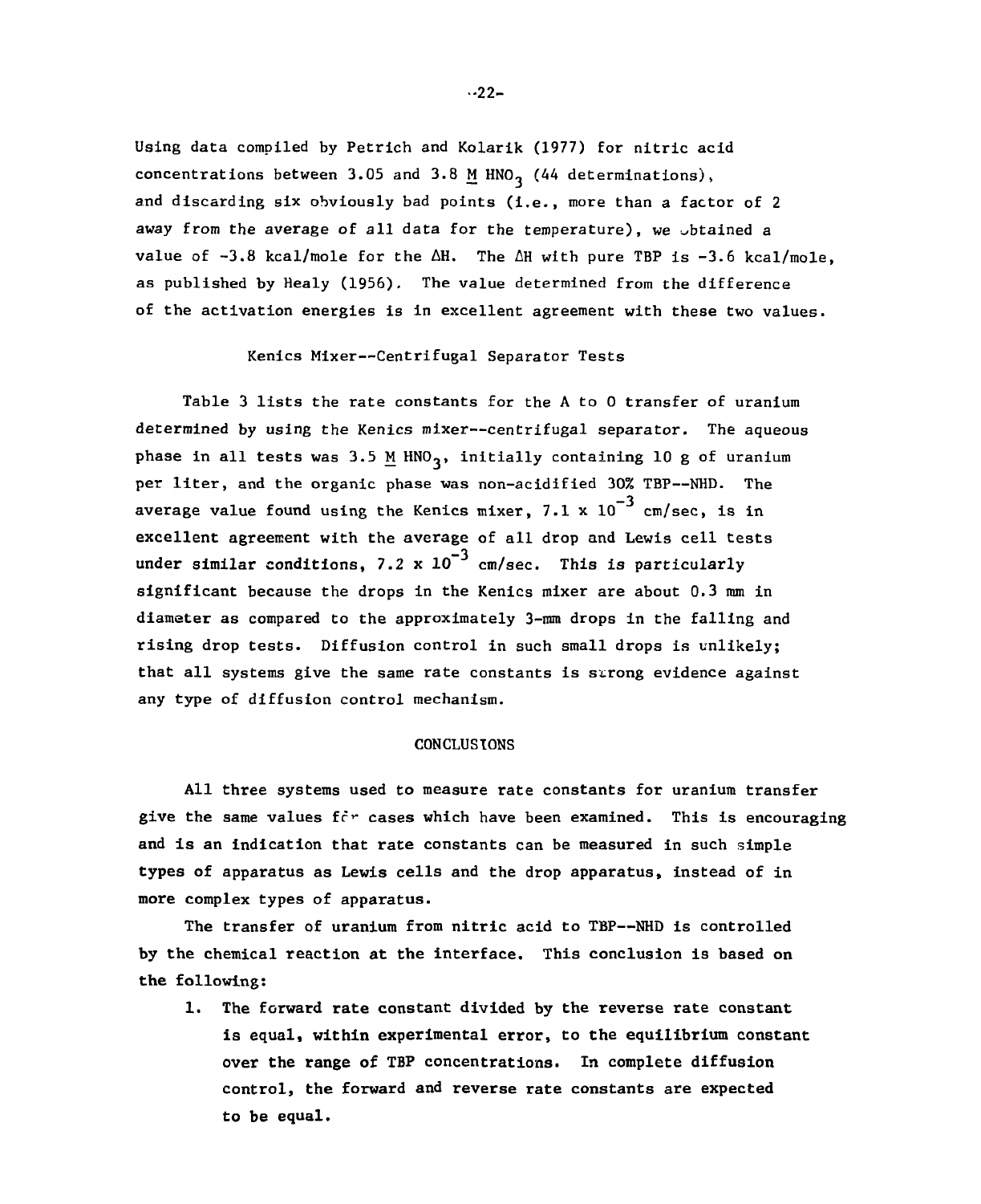Using data compiled by Petrich and Kolarik (1977) for nitric acid concentrations between 3.05 and 3.8 M $HNO_3$ (44 determinations), and discarding six obviously bad points (i.e., more than a factor of 2 away from the average of all data for the temperature), we obtained a value of -3.8 kcal/mole for the $\Delta H$. The $\Delta H$ with pure TBP is -3.6 kcal/mole, as published by Healy (1956). The value determined from the difference of the activation energies is in excellent agreement with these two values.

### Kenics Mixer--Centrifugal Separator Tests

Table 3 lists the rate constants for the A to O transfer of uranium determined by using the Kenics mixer--centrifugal separator. The aqueous phase in all tests was 3.5 M $HNO_3$, initially containing 10 g of uranium per liter, and the organic phase was non-acidified 30% TBP--NHD. The average value found using the Kenics mixer, $7.1 \times 10^{-3}$ cm/sec, is in excellent agreement with the average of all drop and Lewis cell tests under similar conditions, $7.2 \times 10^{-3}$ cm/sec. This is particularly significant because the drops in the Kenics mixer are about 0.3 mm in diameter as compared to the approximately 3-mm drops in the falling and rising drop tests. Diffusion control in such small drops is unlikely; that all systems give the same rate constants is strong evidence against any type of diffusion control mechanism.

## CONCLUSIONS

All three systems used to measure rate constants for uranium transfer give the same values for cases which have been examined. This is encouraging and is an indication that rate constants can be measured in such simple types of apparatus as Lewis cells and the drop apparatus, instead of in more complex types of apparatus.

The transfer of uranium from nitric acid to TBP--NHD is controlled by the chemical reaction at the interface. This conclusion is based on the following:

1. The forward rate constant divided by the reverse rate constant is equal, within experimental error, to the equilibrium constant over the range of TBP concentrations. In complete diffusion control, the forward and reverse rate constants are expected to be equal.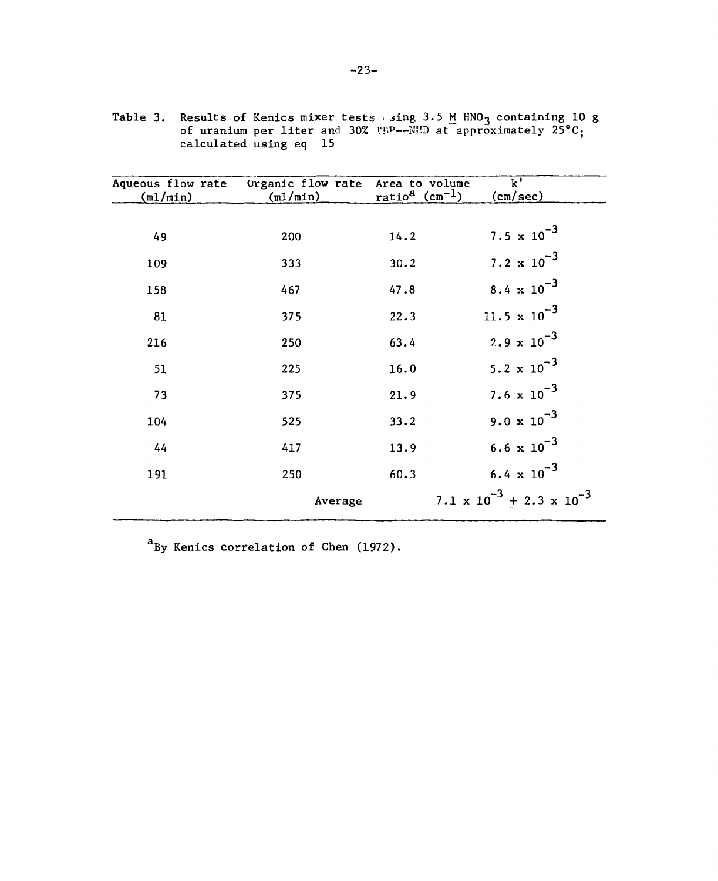Table 3. Results of Kenics mixer tests using 3.5 M $HNO_3$ containing 10 g of uranium per liter and 30% TBP--NDD at approximately 25°C; calculated using eq 15

| Aqueous flow rate (ml/min) | Organic flow rate (ml/min) | Area to volume ratio[a] ($cm^{-1}$) | k' (cm/sec) |
|---|---|---|---|
| 49 | 200 | 14.2 | $7.5 \times 10^{-3}$ |
| 109 | 333 | 30.2 | $7.2 \times 10^{-3}$ |
| 158 | 467 | 47.8 | $8.4 \times 10^{-3}$ |
| 81 | 375 | 22.3 | $11.5 \times 10^{-3}$ |
| 216 | 250 | 63.4 | $2.9 \times 10^{-3}$ |
| 51 | 225 | 16.0 | $5.2 \times 10^{-3}$ |
| 73 | 375 | 21.9 | $7.6 \times 10^{-3}$ |
| 104 | 525 | 33.2 | $9.0 \times 10^{-3}$ |
| 44 | 417 | 13.9 | $6.6 \times 10^{-3}$ |
| 191 | 250 | 60.3 | $6.4 \times 10^{-3}$ |
| | Average | | $7.1 \times 10^{-3} \pm 2.3 \times 10^{-3}$ |

[a]By Kenics correlation of Chen (1972).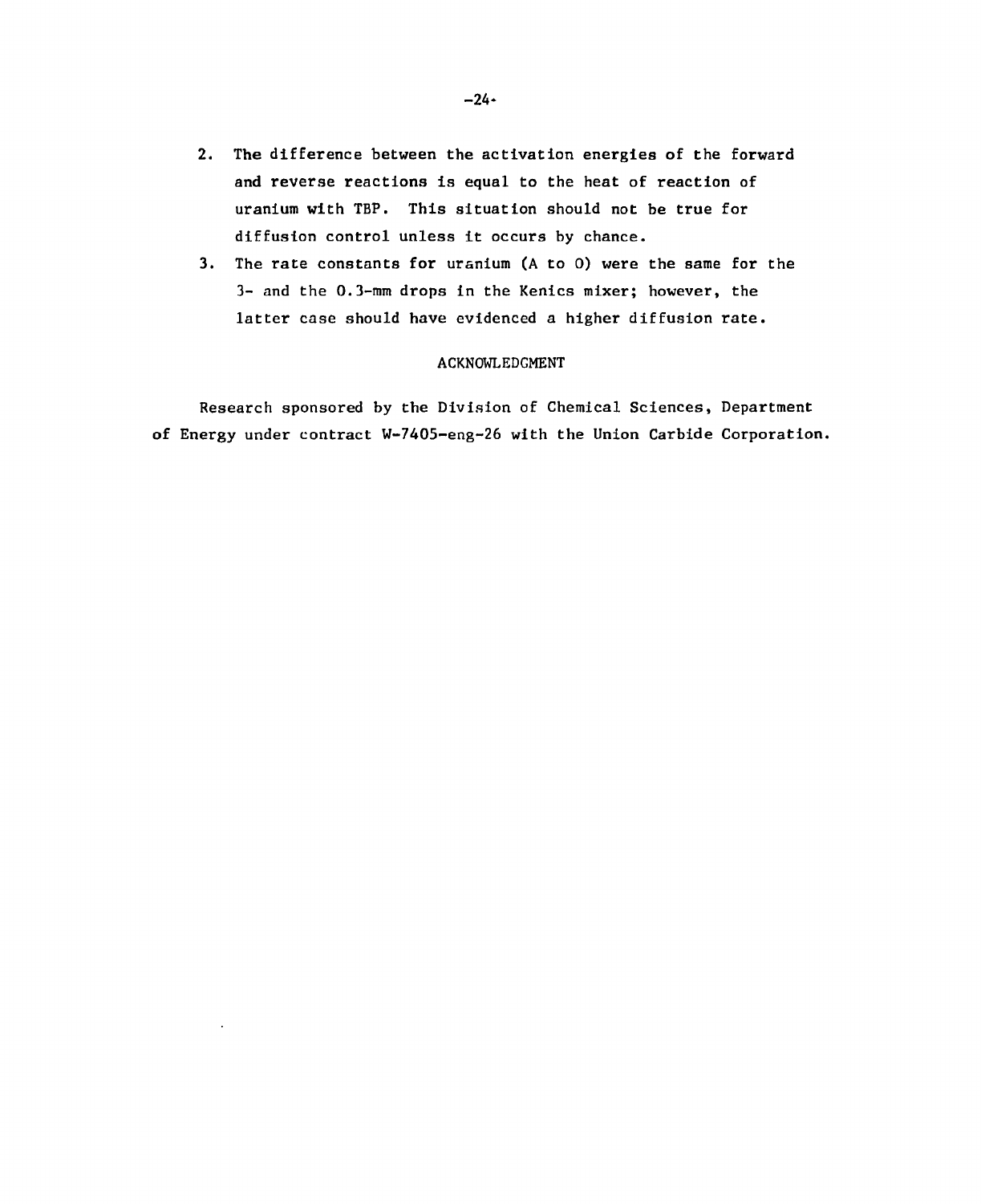2. The difference between the activation energies of the forward and reverse reactions is equal to the heat of reaction of uranium with TBP. This situation should not be true for diffusion control unless it occurs by chance.
3. The rate constants for uranium (A to O) were the same for the 3- and the 0.3-mm drops in the Kenics mixer; however, the latter case should have evidenced a higher diffusion rate.

## ACKNOWLEDGMENT

Research sponsored by the Division of Chemical Sciences, Department of Energy under contract W-7405-eng-26 with the Union Carbide Corporation.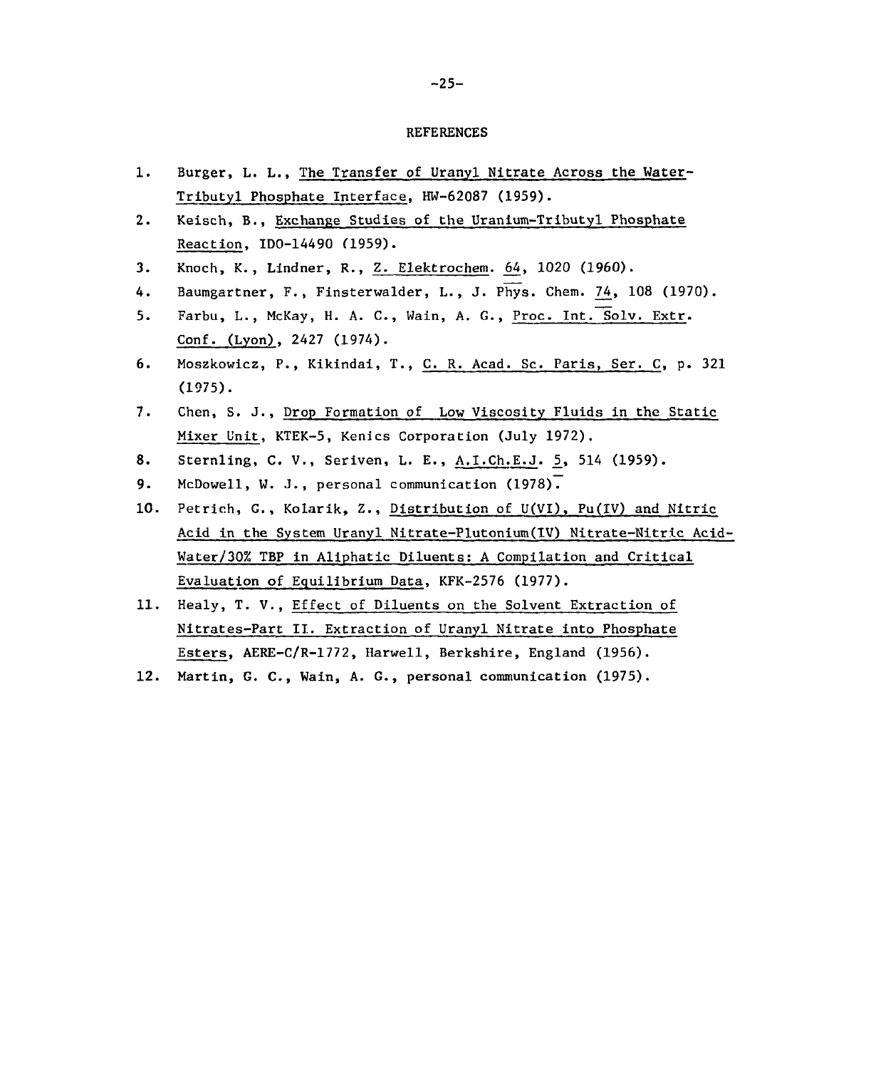## REFERENCES

1. Burger, L. L., The Transfer of Uranyl Nitrate Across the Water-Tributyl Phosphate Interface, HW-62087 (1959).
2. Keisch, B., Exchange Studies of the Uranium-Tributyl Phosphate Reaction, IDO-14490 (1959).
3. Knoch, K., Lindner, R., Z. Elektrochem. 64, 1020 (1960).
4. Baumgartner, F., Finsterwalder, L., J. Phys. Chem. 74, 108 (1970).
5. Farbu, L., McKay, H. A. C., Wain, A. G., Proc. Int. Solv. Extr. Conf. (Lyon), 2427 (1974).
6. Moszkowicz, P., Kikindai, T., C. R. Acad. Sc. Paris, Ser. C, p. 321 (1975).
7. Chen, S. J., Drop Formation of Low Viscosity Fluids in the Static Mixer Unit, KTEK-5, Kenics Corporation (July 1972).
8. Sternling, C. V., Seriven, L. E., A.I.Ch.E.J. 5, 514 (1959).
9. McDowell, W. J., personal communication (1978).
10. Petrich, G., Kolarik, Z., Distribution of U(VI), Pu(IV) and Nitric Acid in the System Uranyl Nitrate-Plutonium(IV) Nitrate-Nitric Acid-Water/30% TBP in Aliphatic Diluents: A Compilation and Critical Evaluation of Equilibrium Data, KFK-2576 (1977).
11. Healy, T. V., Effect of Diluents on the Solvent Extraction of Nitrates-Part II. Extraction of Uranyl Nitrate into Phosphate Esters, AERE-C/R-1772, Harwell, Berkshire, England (1956).
12. Martin, G. C., Wain, A. G., personal communication (1975).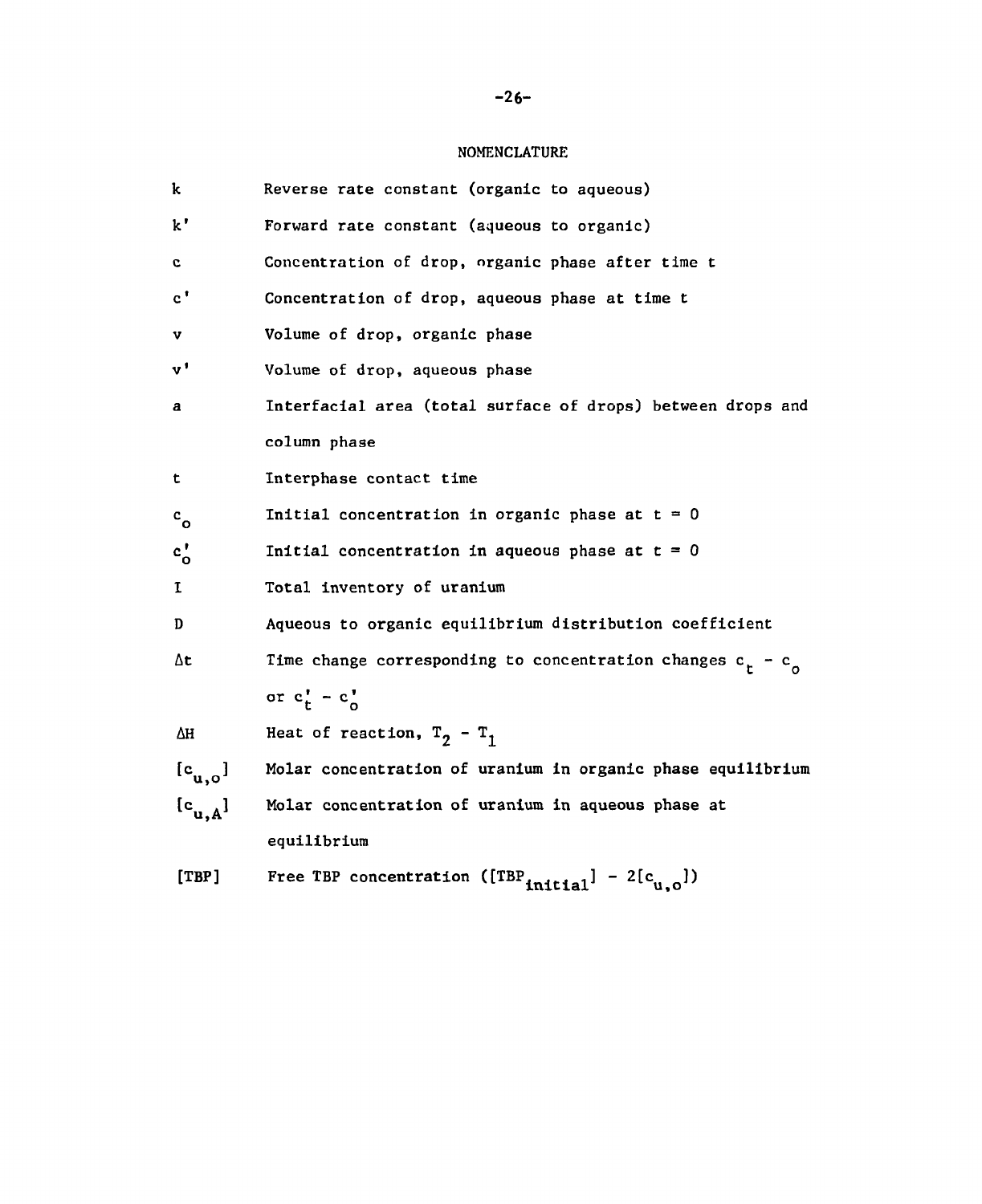## NOMENCLATURE

| | |
|---|---|
| $k$ | Reverse rate constant (organic to aqueous) |
| $k'$ | Forward rate constant (aqueous to organic) |
| $c$ | Concentration of drop, organic phase after time t |
| $c'$ | Concentration of drop, aqueous phase at time t |
| $v$ | Volume of drop, organic phase |
| $v'$ | Volume of drop, aqueous phase |
| $a$ | Interfacial area (total surface of drops) between drops and column phase |
| $t$ | Interphase contact time |
| $c_o$ | Initial concentration in organic phase at $t = 0$ |
| $c'_o$ | Initial concentration in aqueous phase at $t = 0$ |
| $I$ | Total inventory of uranium |
| $D$ | Aqueous to organic equilibrium distribution coefficient |
| $\Delta t$ | Time change corresponding to concentration changes $c_t - c_o$ or $c'_t - c'_o$ |
| $\Delta H$ | Heat of reaction, $T_2 - T_1$ |
| $[c_{u,o}]$ | Molar concentration of uranium in organic phase equilibrium |
| $[c_{u,A}]$ | Molar concentration of uranium in aqueous phase at equilibrium |
| $[TBP]$ | Free TBP concentration ($[TBP_{initial}] - 2[c_{u,o}]$) |